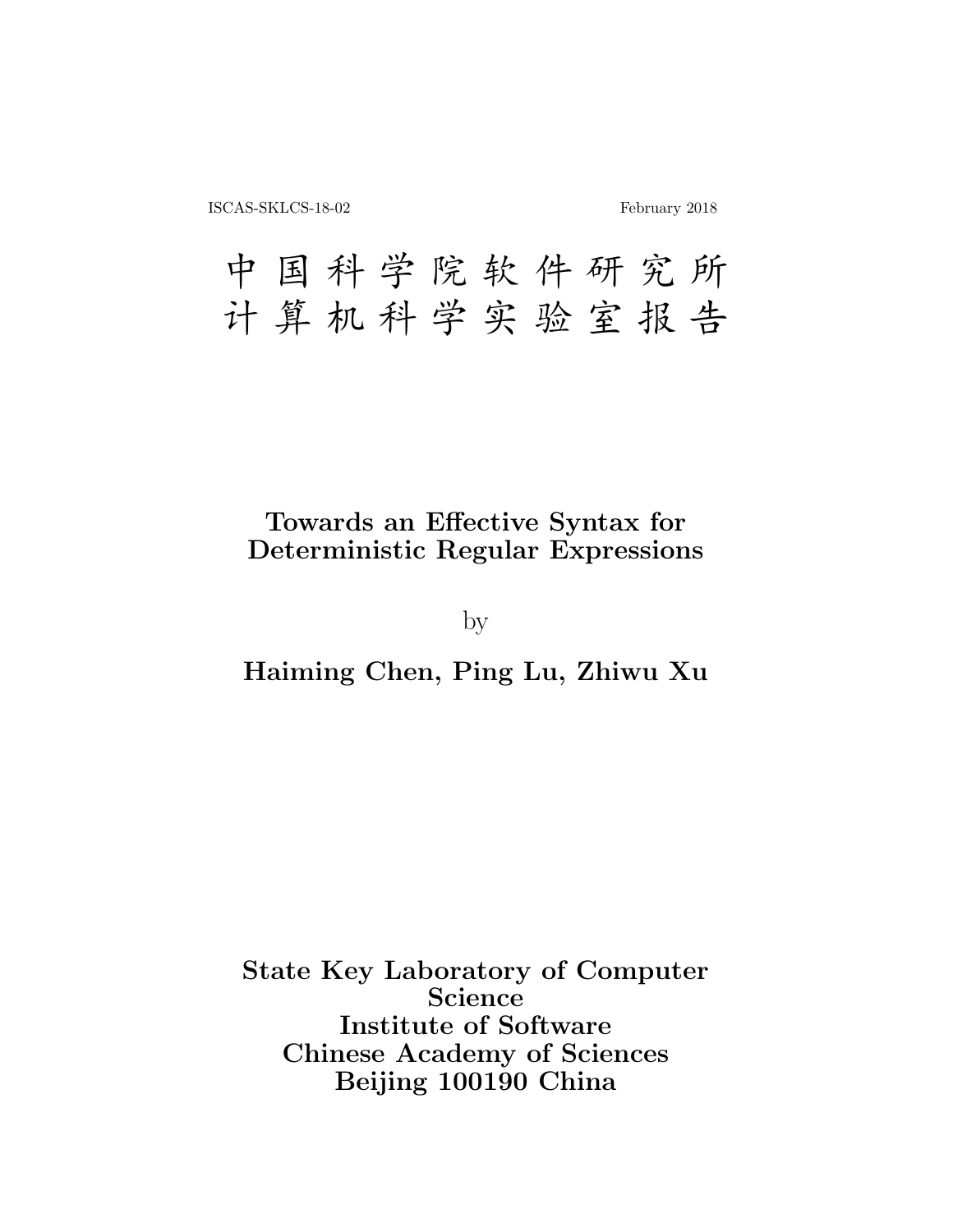ISCAS-SKLCS-18-02 February 2018

# 中国科学院软件研究所
# 计算机科学实验室报告

## Towards an Effective Syntax for Deterministic Regular Expressions

by

**Haiming Chen, Ping Lu, Zhiwu Xu**

**State Key Laboratory of Computer Science**
**Institute of Software**
**Chinese Academy of Sciences**
**Beijing 100190 China**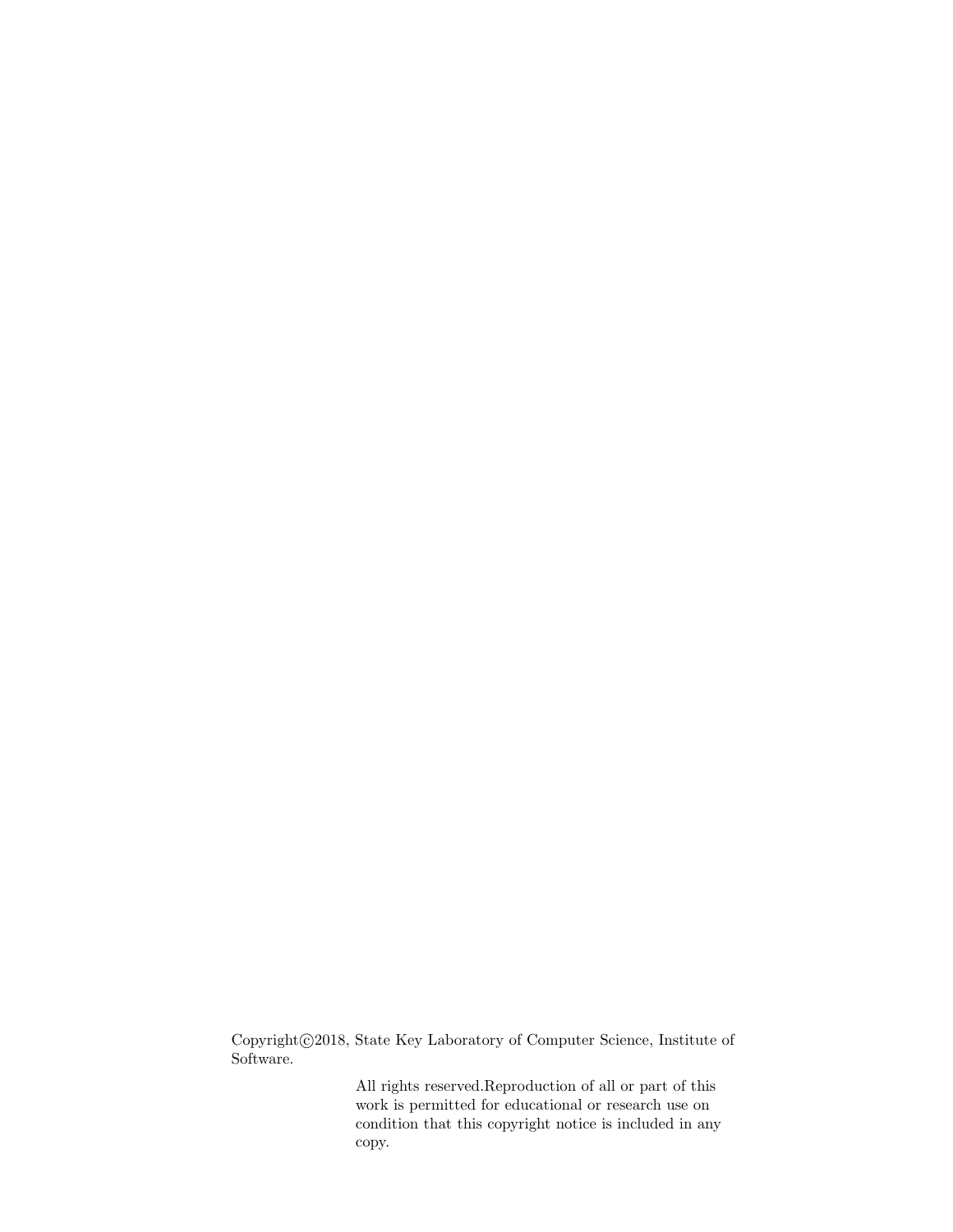Copyright©2018, State Key Laboratory of Computer Science, Institute of Software.

All rights reserved.Reproduction of all or part of this work is permitted for educational or research use on condition that this copyright notice is included in any copy.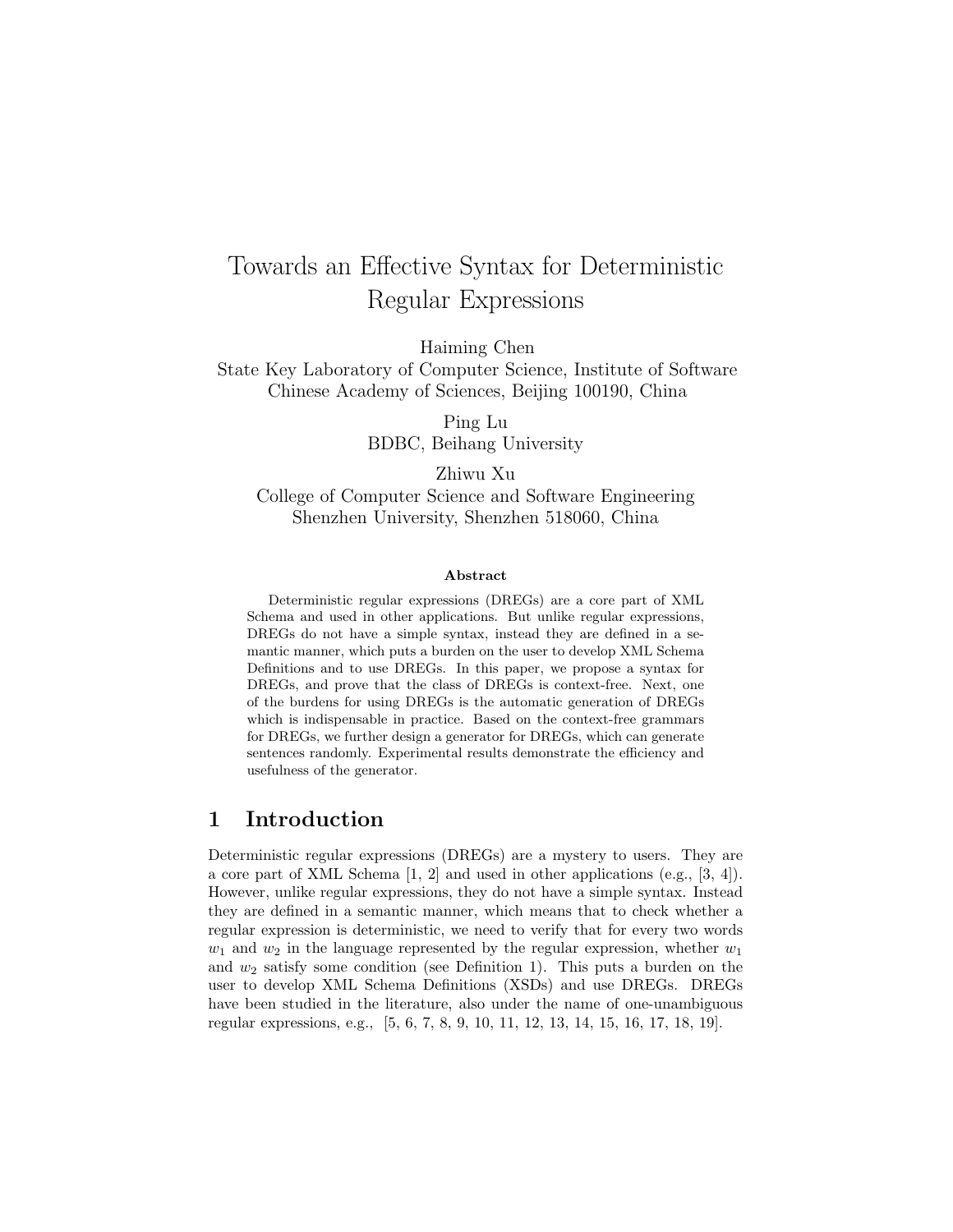# Towards an Effective Syntax for Deterministic Regular Expressions

Haiming Chen
State Key Laboratory of Computer Science, Institute of Software
Chinese Academy of Sciences, Beijing 100190, China

Ping Lu
BDBC, Beihang University

Zhiwu Xu
College of Computer Science and Software Engineering
Shenzhen University, Shenzhen 518060, China

### Abstract

Deterministic regular expressions (DREGs) are a core part of XML Schema and used in other applications. But unlike regular expressions, DREGs do not have a simple syntax, instead they are defined in a semantic manner, which puts a burden on the user to develop XML Schema Definitions and to use DREGs. In this paper, we propose a syntax for DREGs, and prove that the class of DREGs is context-free. Next, one of the burdens for using DREGs is the automatic generation of DREGs which is indispensable in practice. Based on the context-free grammars for DREGs, we further design a generator for DREGs, which can generate sentences randomly. Experimental results demonstrate the efficiency and usefulness of the generator.

## 1 Introduction

Deterministic regular expressions (DREGs) are a mystery to users. They are a core part of XML Schema [1, 2] and used in other applications (e.g., [3, 4]). However, unlike regular expressions, they do not have a simple syntax. Instead they are defined in a semantic manner, which means that to check whether a regular expression is deterministic, we need to verify that for every two words $w_1$ and $w_2$ in the language represented by the regular expression, whether $w_1$ and $w_2$ satisfy some condition (see Definition 1). This puts a burden on the user to develop XML Schema Definitions (XSDs) and use DREGs. DREGs have been studied in the literature, also under the name of one-unambiguous regular expressions, e.g., [5, 6, 7, 8, 9, 10, 11, 12, 13, 14, 15, 16, 17, 18, 19].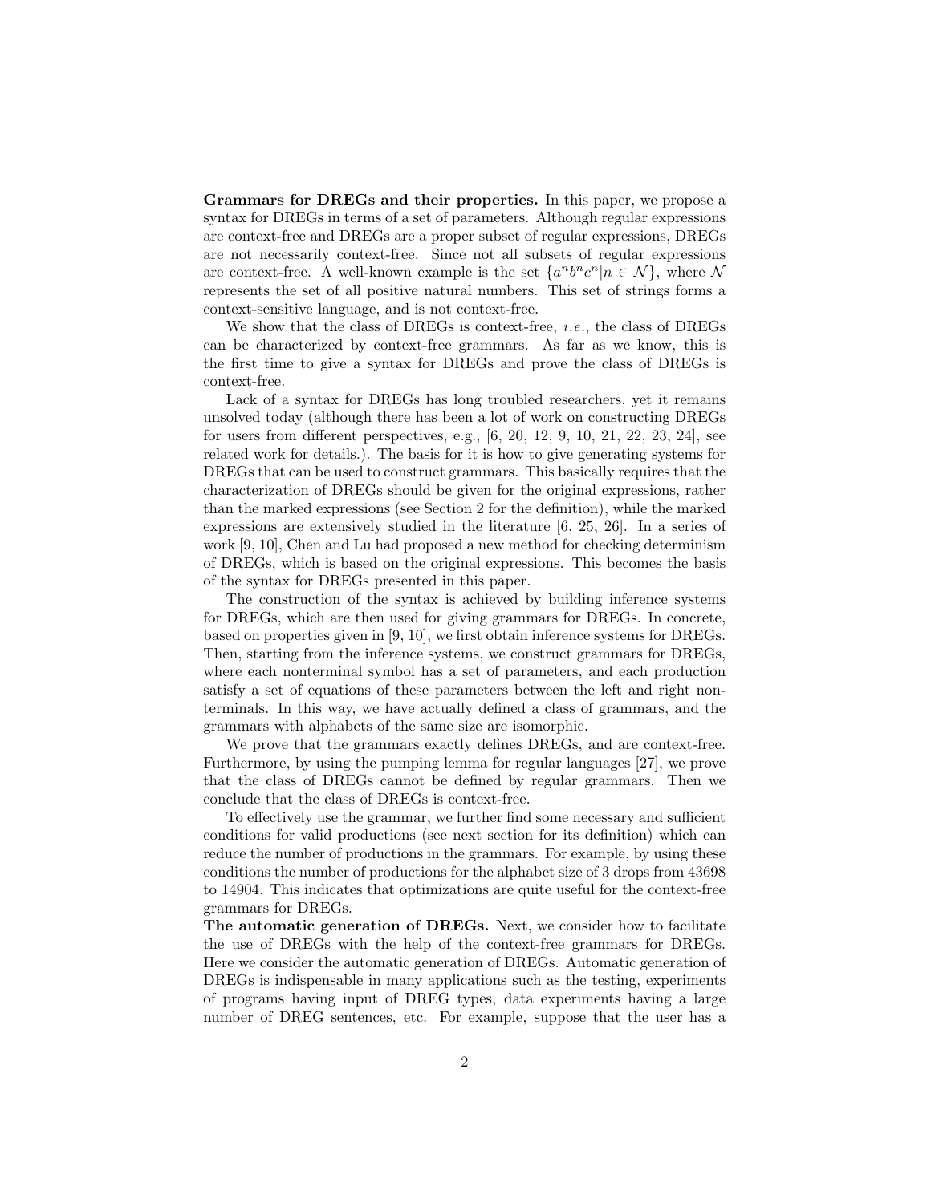**Grammars for DREGs and their properties.** In this paper, we propose a syntax for DREGs in terms of a set of parameters. Although regular expressions are context-free and DREGs are a proper subset of regular expressions, DREGs are not necessarily context-free. Since not all subsets of regular expressions are context-free. A well-known example is the set $\{a^n b^n c^n | n \in \mathcal{N}\}$, where $\mathcal{N}$ represents the set of all positive natural numbers. This set of strings forms a context-sensitive language, and is not context-free.

We show that the class of DREGs is context-free, *i.e.*, the class of DREGs can be characterized by context-free grammars. As far as we know, this is the first time to give a syntax for DREGs and prove the class of DREGs is context-free.

Lack of a syntax for DREGs has long troubled researchers, yet it remains unsolved today (although there has been a lot of work on constructing DREGs for users from different perspectives, e.g., [6, 20, 12, 9, 10, 21, 22, 23, 24], see related work for details.). The basis for it is how to give generating systems for DREGs that can be used to construct grammars. This basically requires that the characterization of DREGs should be given for the original expressions, rather than the marked expressions (see Section 2 for the definition), while the marked expressions are extensively studied in the literature [6, 25, 26]. In a series of work [9, 10], Chen and Lu had proposed a new method for checking determinism of DREGs, which is based on the original expressions. This becomes the basis of the syntax for DREGs presented in this paper.

The construction of the syntax is achieved by building inference systems for DREGs, which are then used for giving grammars for DREGs. In concrete, based on properties given in [9, 10], we first obtain inference systems for DREGs. Then, starting from the inference systems, we construct grammars for DREGs, where each nonterminal symbol has a set of parameters, and each production satisfy a set of equations of these parameters between the left and right non-terminals. In this way, we have actually defined a class of grammars, and the grammars with alphabets of the same size are isomorphic.

We prove that the grammars exactly defines DREGs, and are context-free. Furthermore, by using the pumping lemma for regular languages [27], we prove that the class of DREGs cannot be defined by regular grammars. Then we conclude that the class of DREGs is context-free.

To effectively use the grammar, we further find some necessary and sufficient conditions for valid productions (see next section for its definition) which can reduce the number of productions in the grammars. For example, by using these conditions the number of productions for the alphabet size of 3 drops from 43698 to 14904. This indicates that optimizations are quite useful for the context-free grammars for DREGs.

**The automatic generation of DREGs.** Next, we consider how to facilitate the use of DREGs with the help of the context-free grammars for DREGs. Here we consider the automatic generation of DREGs. Automatic generation of DREGs is indispensable in many applications such as the testing, experiments of programs having input of DREG types, data experiments having a large number of DREG sentences, etc. For example, suppose that the user has a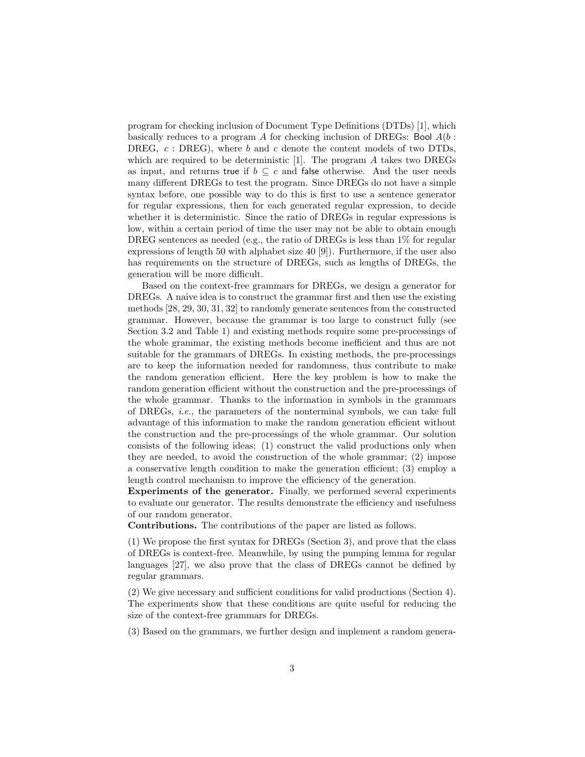program for checking inclusion of Document Type Definitions (DTDs) [1], which basically reduces to a program $A$ for checking inclusion of DREGs: Bool $A(b :$ DREG, $c :$ DREG), where $b$ and $c$ denote the content models of two DTDs, which are required to be deterministic [1]. The program $A$ takes two DREGs as input, and returns true if $b \subseteq c$ and false otherwise. And the user needs many different DREGs to test the program. Since DREGs do not have a simple syntax before, one possible way to do this is first to use a sentence generator for regular expressions, then for each generated regular expression, to decide whether it is deterministic. Since the ratio of DREGs in regular expressions is low, within a certain period of time the user may not be able to obtain enough DREG sentences as needed (e.g., the ratio of DREGs is less than 1% for regular expressions of length 50 with alphabet size 40 [9]). Furthermore, if the user also has requirements on the structure of DREGs, such as lengths of DREGs, the generation will be more difficult.

Based on the context-free grammars for DREGs, we design a generator for DREGs. A naive idea is to construct the grammar first and then use the existing methods [28, 29, 30, 31, 32] to randomly generate sentences from the constructed grammar. However, because the grammar is too large to construct fully (see Section 3.2 and Table 1) and existing methods require some pre-processings of the whole grammar, the existing methods become inefficient and thus are not suitable for the grammars of DREGs. In existing methods, the pre-processings are to keep the information needed for randomness, thus contribute to make the random generation efficient. Here the key problem is how to make the random generation efficient without the construction and the pre-processings of the whole grammar. Thanks to the information in symbols in the grammars of DREGs, *i.e.*, the parameters of the nonterminal symbols, we can take full advantage of this information to make the random generation efficient without the construction and the pre-processings of the whole grammar. Our solution consists of the following ideas: (1) construct the valid productions only when they are needed, to avoid the construction of the whole grammar; (2) impose a conservative length condition to make the generation efficient; (3) employ a length control mechanism to improve the efficiency of the generation.

**Experiments of the generator.** Finally, we performed several experiments to evaluate our generator. The results demonstrate the efficiency and usefulness of our random generator.

**Contributions.** The contributions of the paper are listed as follows.

(1) We propose the first syntax for DREGs (Section 3), and prove that the class of DREGs is context-free. Meanwhile, by using the pumping lemma for regular languages [27], we also prove that the class of DREGs cannot be defined by regular grammars.

(2) We give necessary and sufficient conditions for valid productions (Section 4). The experiments show that these conditions are quite useful for reducing the size of the context-free grammars for DREGs.

(3) Based on the grammars, we further design and implement a random genera-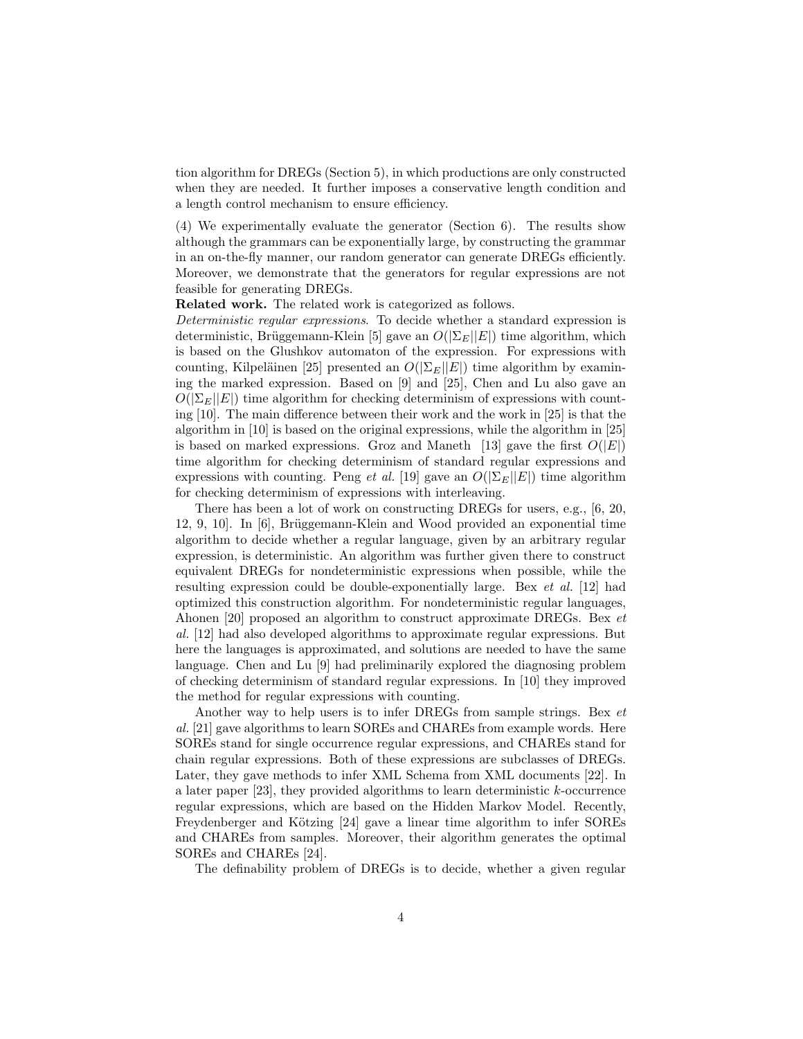tion algorithm for DREGs (Section 5), in which productions are only constructed when they are needed. It further imposes a conservative length condition and a length control mechanism to ensure efficiency.

(4) We experimentally evaluate the generator (Section 6). The results show although the grammars can be exponentially large, by constructing the grammar in an on-the-fly manner, our random generator can generate DREGs efficiently. Moreover, we demonstrate that the generators for regular expressions are not feasible for generating DREGs.

**Related work.** The related work is categorized as follows.

*Deterministic regular expressions*. To decide whether a standard expression is deterministic, Brüggemann-Klein [5] gave an $O(|\Sigma_E||E|)$ time algorithm, which is based on the Glushkov automaton of the expression. For expressions with counting, Kilpeläinen [25] presented an $O(|\Sigma_E||E|)$ time algorithm by examining the marked expression. Based on [9] and [25], Chen and Lu also gave an $O(|\Sigma_E||E|)$ time algorithm for checking determinism of expressions with counting [10]. The main difference between their work and the work in [25] is that the algorithm in [10] is based on the original expressions, while the algorithm in [25] is based on marked expressions. Groz and Maneth [13] gave the first $O(|E|)$ time algorithm for checking determinism of standard regular expressions and expressions with counting. Peng *et al.* [19] gave an $O(|\Sigma_E||E|)$ time algorithm for checking determinism of expressions with interleaving.

There has been a lot of work on constructing DREGs for users, e.g., [6, 20, 12, 9, 10]. In [6], Brüggemann-Klein and Wood provided an exponential time algorithm to decide whether a regular language, given by an arbitrary regular expression, is deterministic. An algorithm was further given there to construct equivalent DREGs for nondeterministic expressions when possible, while the resulting expression could be double-exponentially large. Bex *et al.* [12] had optimized this construction algorithm. For nondeterministic regular languages, Ahonen [20] proposed an algorithm to construct approximate DREGs. Bex *et al.* [12] had also developed algorithms to approximate regular expressions. But here the languages is approximated, and solutions are needed to have the same language. Chen and Lu [9] had preliminarily explored the diagnosing problem of checking determinism of standard regular expressions. In [10] they improved the method for regular expressions with counting.

Another way to help users is to infer DREGs from sample strings. Bex *et al.* [21] gave algorithms to learn SOREs and CHAREs from example words. Here SOREs stand for single occurrence regular expressions, and CHAREs stand for chain regular expressions. Both of these expressions are subclasses of DREGs. Later, they gave methods to infer XML Schema from XML documents [22]. In a later paper [23], they provided algorithms to learn deterministic $k$-occurrence regular expressions, which are based on the Hidden Markov Model. Recently, Freydenberger and Kötzing [24] gave a linear time algorithm to infer SOREs and CHAREs from samples. Moreover, their algorithm generates the optimal SOREs and CHAREs [24].

The definability problem of DREGs is to decide, whether a given regular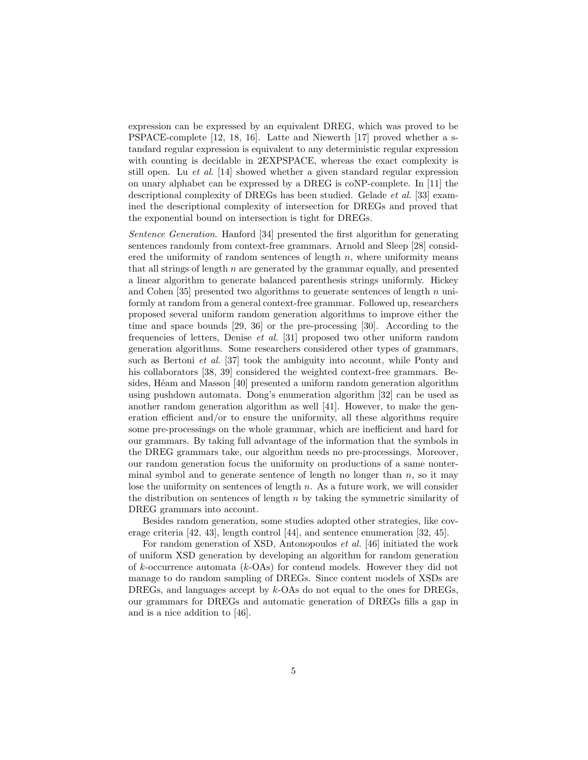expression can be expressed by an equivalent DREG, which was proved to be PSPACE-complete [12, 18, 16]. Latte and Niewerth [17] proved whether a standard regular expression is equivalent to any deterministic regular expression with counting is decidable in 2EXPSPACE, whereas the exact complexity is still open. Lu *et al.* [14] showed whether a given standard regular expression on unary alphabet can be expressed by a DREG is coNP-complete. In [11] the descriptional complexity of DREGs has been studied. Gelade *et al.* [33] examined the descriptional complexity of intersection for DREGs and proved that the exponential bound on intersection is tight for DREGs.

*Sentence Generation*. Hanford [34] presented the first algorithm for generating sentences randomly from context-free grammars. Arnold and Sleep [28] considered the uniformity of random sentences of length $n$, where uniformity means that all strings of length $n$ are generated by the grammar equally, and presented a linear algorithm to generate balanced parenthesis strings uniformly. Hickey and Cohen [35] presented two algorithms to generate sentences of length $n$ uniformly at random from a general context-free grammar. Followed up, researchers proposed several uniform random generation algorithms to improve either the time and space bounds [29, 36] or the pre-processing [30]. According to the frequencies of letters, Denise *et al.* [31] proposed two other uniform random generation algorithms. Some researchers considered other types of grammars, such as Bertoni *et al.* [37] took the ambiguity into account, while Ponty and his collaborators [38, 39] considered the weighted context-free grammars. Besides, Héam and Masson [40] presented a uniform random generation algorithm using pushdown automata. Dong's enumeration algorithm [32] can be used as another random generation algorithm as well [41]. However, to make the generation efficient and/or to ensure the uniformity, all these algorithms require some pre-processings on the whole grammar, which are inefficient and hard for our grammars. By taking full advantage of the information that the symbols in the DREG grammars take, our algorithm needs no pre-processings. Moreover, our random generation focus the uniformity on productions of a same nonterminal symbol and to generate sentence of length no longer than $n$, so it may lose the uniformity on sentences of length $n$. As a future work, we will consider the distribution on sentences of length $n$ by taking the symmetric similarity of DREG grammars into account.

Besides random generation, some studies adopted other strategies, like coverage criteria [42, 43], length control [44], and sentence enumeration [32, 45].

For random generation of XSD, Antonopoulos *et al.* [46] initiated the work of uniform XSD generation by developing an algorithm for random generation of $k$-occurrence automata ($k$-OAs) for contend models. However they did not manage to do random sampling of DREGs. Since content models of XSDs are DREGs, and languages accept by $k$-OAs do not equal to the ones for DREGs, our grammars for DREGs and automatic generation of DREGs fills a gap in and is a nice addition to [46].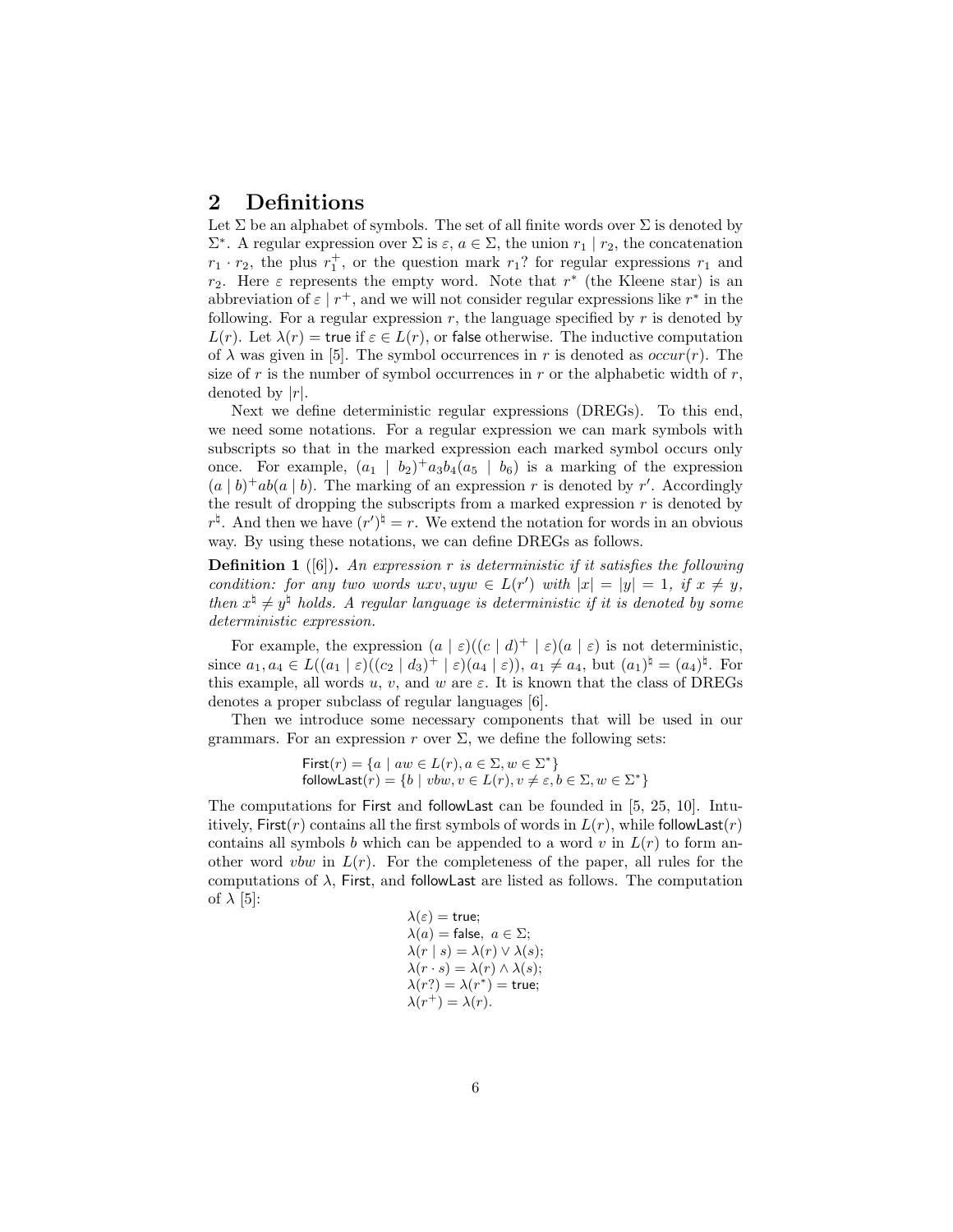## 2 Definitions

Let $\Sigma$ be an alphabet of symbols. The set of all finite words over $\Sigma$ is denoted by $\Sigma^*$. A regular expression over $\Sigma$ is $\varepsilon$, $a \in \Sigma$, the union $r_1 \mid r_2$, the concatenation $r_1 \cdot r_2$, the plus $r_1^+$, or the question mark $r_1?$ for regular expressions $r_1$ and $r_2$. Here $\varepsilon$ represents the empty word. Note that $r^*$ (the Kleene star) is an abbreviation of $\varepsilon \mid r^+$, and we will not consider regular expressions like $r^*$ in the following. For a regular expression $r$, the language specified by $r$ is denoted by $L(r)$. Let $\lambda(r) = \mathsf{true}$ if $\varepsilon \in L(r)$, or $\mathsf{false}$ otherwise. The inductive computation of $\lambda$ was given in [5]. The symbol occurrences in $r$ is denoted as $occur(r)$. The size of $r$ is the number of symbol occurrences in $r$ or the alphabetic width of $r$, denoted by $|r|$.

Next we define deterministic regular expressions (DREGs). To this end, we need some notations. For a regular expression we can mark symbols with subscripts so that in the marked expression each marked symbol occurs only once. For example, $(a_1 \mid b_2)^+ a_3 b_4 (a_5 \mid b_6)$ is a marking of the expression $(a \mid b)^+ ab(a \mid b)$. The marking of an expression $r$ is denoted by $r'$. Accordingly the result of dropping the subscripts from a marked expression $r$ is denoted by $r^\natural$. And then we have $(r')^\natural = r$. We extend the notation for words in an obvious way. By using these notations, we can define DREGs as follows.

**Definition 1** ([6])**.** *An expression $r$ is deterministic if it satisfies the following condition: for any two words $uxv, uyw \in L(r')$ with $|x| = |y| = 1$, if $x \neq y$, then $x^\natural \neq y^\natural$ holds. A regular language is deterministic if it is denoted by some deterministic expression.*

For example, the expression $(a \mid \varepsilon)((c \mid d)^+ \mid \varepsilon)(a \mid \varepsilon)$ is not deterministic, since $a_1, a_4 \in L((a_1 \mid \varepsilon)((c_2 \mid d_3)^+ \mid \varepsilon)(a_4 \mid \varepsilon))$, $a_1 \neq a_4$, but $(a_1)^\natural = (a_4)^\natural$. For this example, all words $u$, $v$, and $w$ are $\varepsilon$. It is known that the class of DREGs denotes a proper subclass of regular languages [6].

Then we introduce some necessary components that will be used in our grammars. For an expression $r$ over $\Sigma$, we define the following sets:

$$\mathsf{First}(r) = \{a \mid aw \in L(r), a \in \Sigma, w \in \Sigma^*\}$$
$$\mathsf{followLast}(r) = \{b \mid vbw, v \in L(r), v \neq \varepsilon, b \in \Sigma, w \in \Sigma^*\}$$

The computations for First and followLast can be founded in [5, 25, 10]. Intuitively, $\mathsf{First}(r)$ contains all the first symbols of words in $L(r)$, while $\mathsf{followLast}(r)$ contains all symbols $b$ which can be appended to a word $v$ in $L(r)$ to form another word $vbw$ in $L(r)$. For the completeness of the paper, all rules for the computations of $\lambda$, First, and followLast are listed as follows. The computation of $\lambda$ [5]:

$$\begin{aligned}
&\lambda(\varepsilon) = \mathsf{true};\\
&\lambda(a) = \mathsf{false},\ a \in \Sigma;\\
&\lambda(r \mid s) = \lambda(r) \vee \lambda(s);\\
&\lambda(r \cdot s) = \lambda(r) \wedge \lambda(s);\\
&\lambda(r?) = \lambda(r^*) = \mathsf{true};\\
&\lambda(r^+) = \lambda(r).
\end{aligned}$$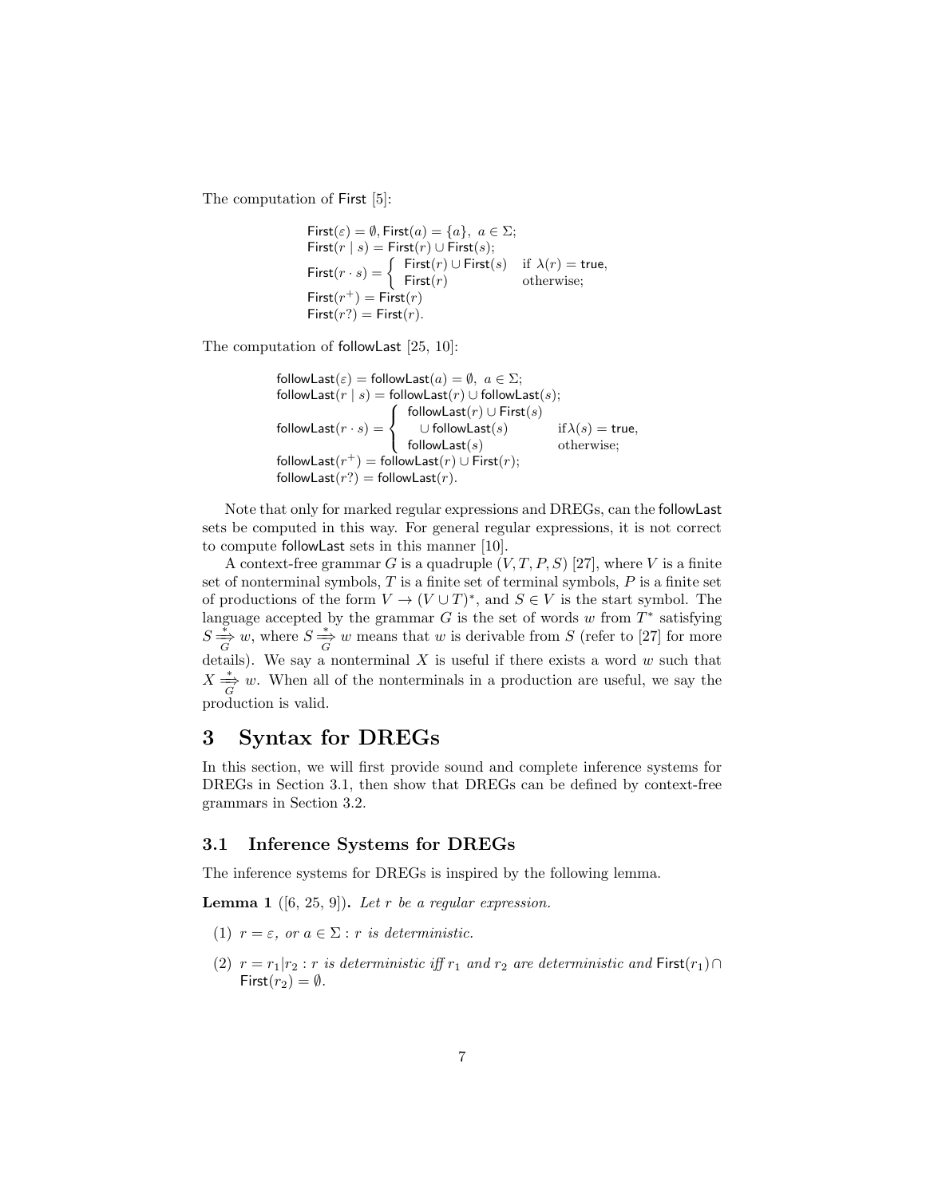The computation of First [5]:

$$
\begin{aligned}
&\mathsf{First}(\varepsilon) = \emptyset, \mathsf{First}(a) = \{a\},\ a \in \Sigma;\\
&\mathsf{First}(r \mid s) = \mathsf{First}(r) \cup \mathsf{First}(s);\\
&\mathsf{First}(r \cdot s) = \begin{cases} \mathsf{First}(r) \cup \mathsf{First}(s) & \text{if } \lambda(r) = \mathsf{true},\\ \mathsf{First}(r) & \text{otherwise;} \end{cases}\\
&\mathsf{First}(r^+) = \mathsf{First}(r)\\
&\mathsf{First}(r?) = \mathsf{First}(r).
\end{aligned}
$$

The computation of followLast [25, 10]:

$$
\begin{aligned}
&\mathsf{followLast}(\varepsilon) = \mathsf{followLast}(a) = \emptyset,\ a \in \Sigma;\\
&\mathsf{followLast}(r \mid s) = \mathsf{followLast}(r) \cup \mathsf{followLast}(s);\\
&\mathsf{followLast}(r \cdot s) = \begin{cases} \mathsf{followLast}(r) \cup \mathsf{First}(s) & \\ \quad \cup\, \mathsf{followLast}(s) & \text{if } \lambda(s) = \mathsf{true},\\ \mathsf{followLast}(s) & \text{otherwise;} \end{cases}\\
&\mathsf{followLast}(r^+) = \mathsf{followLast}(r) \cup \mathsf{First}(r);\\
&\mathsf{followLast}(r?) = \mathsf{followLast}(r).
\end{aligned}
$$

Note that only for marked regular expressions and DREGs, can the followLast sets be computed in this way. For general regular expressions, it is not correct to compute followLast sets in this manner [10].

A context-free grammar $G$ is a quadruple $(V, T, P, S)$ [27], where $V$ is a finite set of nonterminal symbols, $T$ is a finite set of terminal symbols, $P$ is a finite set of productions of the form $V \to (V \cup T)^*$, and $S \in V$ is the start symbol. The language accepted by the grammar $G$ is the set of words $w$ from $T^*$ satisfying $S \underset{G}{\overset{*}{\Longrightarrow}} w$, where $S \underset{G}{\overset{*}{\Longrightarrow}} w$ means that $w$ is derivable from $S$ (refer to [27] for more details). We say a nonterminal $X$ is useful if there exists a word $w$ such that $X \underset{G}{\overset{*}{\Longrightarrow}} w$. When all of the nonterminals in a production are useful, we say the production is valid.

# 3 Syntax for DREGs

In this section, we will first provide sound and complete inference systems for DREGs in Section 3.1, then show that DREGs can be defined by context-free grammars in Section 3.2.

## 3.1 Inference Systems for DREGs

The inference systems for DREGs is inspired by the following lemma.

**Lemma 1** ([6, 25, 9]). *Let $r$ be a regular expression.*

(1) *$r = \varepsilon$, or $a \in \Sigma$ : $r$ is deterministic.*

(2) *$r = r_1 | r_2$ : $r$ is deterministic iff $r_1$ and $r_2$ are deterministic and $\mathsf{First}(r_1) \cap \mathsf{First}(r_2) = \emptyset$.*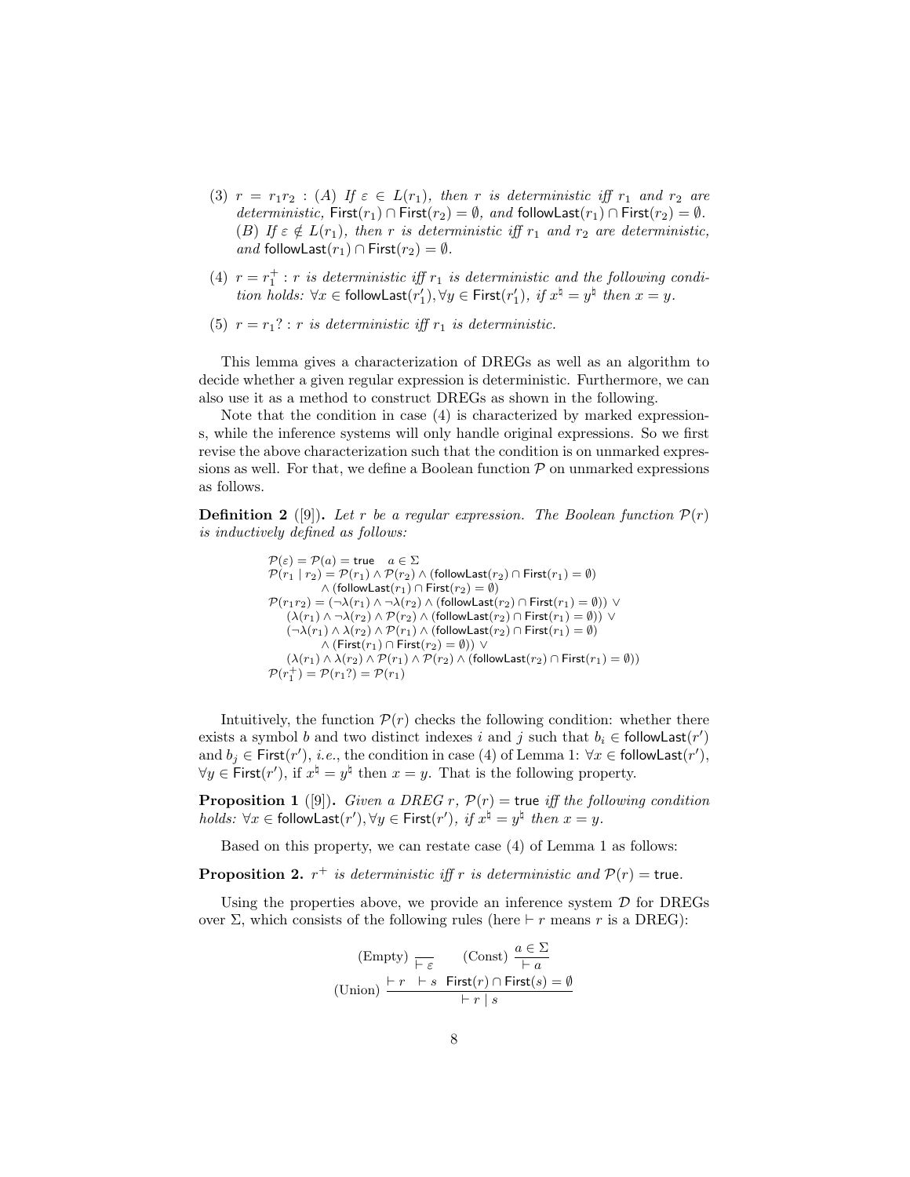(3) $r = r_1 r_2$ : (A) *If* $\varepsilon \in L(r_1)$, *then* $r$ *is deterministic iff* $r_1$ *and* $r_2$ *are deterministic,* $\mathsf{First}(r_1) \cap \mathsf{First}(r_2) = \emptyset$, *and* $\mathsf{followLast}(r_1) \cap \mathsf{First}(r_2) = \emptyset$. (B) *If* $\varepsilon \notin L(r_1)$, *then* $r$ *is deterministic iff* $r_1$ *and* $r_2$ *are deterministic, and* $\mathsf{followLast}(r_1) \cap \mathsf{First}(r_2) = \emptyset$.

(4) $r = r_1^+$ : *r is deterministic iff* $r_1$ *is deterministic and the following condition holds:* $\forall x \in \mathsf{followLast}(r_1'), \forall y \in \mathsf{First}(r_1')$, *if* $x^\natural = y^\natural$ *then* $x = y$.

(5) $r = r_1?$ : *r is deterministic iff* $r_1$ *is deterministic.*

This lemma gives a characterization of DREGs as well as an algorithm to decide whether a given regular expression is deterministic. Furthermore, we can also use it as a method to construct DREGs as shown in the following.

Note that the condition in case (4) is characterized by marked expressions, while the inference systems will only handle original expressions. So we first revise the above characterization such that the condition is on unmarked expressions as well. For that, we define a Boolean function $\mathcal{P}$ on unmarked expressions as follows.

**Definition 2** ([9]). *Let r be a regular expression. The Boolean function* $\mathcal{P}(r)$ *is inductively defined as follows:*

$$
\begin{aligned}
&\mathcal{P}(\varepsilon) = \mathcal{P}(a) = \mathsf{true} \quad a \in \Sigma \\
&\mathcal{P}(r_1 \mid r_2) = \mathcal{P}(r_1) \wedge \mathcal{P}(r_2) \wedge (\mathsf{followLast}(r_2) \cap \mathsf{First}(r_1) = \emptyset) \\
&\qquad \wedge (\mathsf{followLast}(r_1) \cap \mathsf{First}(r_2) = \emptyset) \\
&\mathcal{P}(r_1 r_2) = (\neg\lambda(r_1) \wedge \neg\lambda(r_2) \wedge (\mathsf{followLast}(r_2) \cap \mathsf{First}(r_1) = \emptyset)) \vee \\
&\quad (\lambda(r_1) \wedge \neg\lambda(r_2) \wedge \mathcal{P}(r_2) \wedge (\mathsf{followLast}(r_2) \cap \mathsf{First}(r_1) = \emptyset)) \vee \\
&\quad (\neg\lambda(r_1) \wedge \lambda(r_2) \wedge \mathcal{P}(r_1) \wedge (\mathsf{followLast}(r_2) \cap \mathsf{First}(r_1) = \emptyset) \\
&\qquad \wedge (\mathsf{First}(r_1) \cap \mathsf{First}(r_2) = \emptyset)) \vee \\
&\quad (\lambda(r_1) \wedge \lambda(r_2) \wedge \mathcal{P}(r_1) \wedge \mathcal{P}(r_2) \wedge (\mathsf{followLast}(r_2) \cap \mathsf{First}(r_1) = \emptyset)) \\
&\mathcal{P}(r_1^+) = \mathcal{P}(r_1?) = \mathcal{P}(r_1)
\end{aligned}
$$

Intuitively, the function $\mathcal{P}(r)$ checks the following condition: whether there exists a symbol $b$ and two distinct indexes $i$ and $j$ such that $b_i \in \mathsf{followLast}(r')$ and $b_j \in \mathsf{First}(r')$, *i.e.*, the condition in case (4) of Lemma 1: $\forall x \in \mathsf{followLast}(r')$, $\forall y \in \mathsf{First}(r')$, if $x^\natural = y^\natural$ then $x = y$. That is the following property.

**Proposition 1** ([9]). *Given a DREG r,* $\mathcal{P}(r) = \mathsf{true}$ *iff the following condition holds:* $\forall x \in \mathsf{followLast}(r'), \forall y \in \mathsf{First}(r')$, *if* $x^\natural = y^\natural$ *then* $x = y$.

Based on this property, we can restate case (4) of Lemma 1 as follows:

**Proposition 2.** $r^+$ *is deterministic iff r is deterministic and* $\mathcal{P}(r) = \mathsf{true}$.

Using the properties above, we provide an inference system $\mathcal{D}$ for DREGs over $\Sigma$, which consists of the following rules (here $\vdash r$ means $r$ is a DREG):

$$
\text{(Empty)}\ \frac{}{\vdash \varepsilon} \qquad \text{(Const)}\ \frac{a \in \Sigma}{\vdash a}
$$

$$
\text{(Union)}\ \frac{\vdash r \quad \vdash s \quad \mathsf{First}(r) \cap \mathsf{First}(s) = \emptyset}{\vdash r \mid s}
$$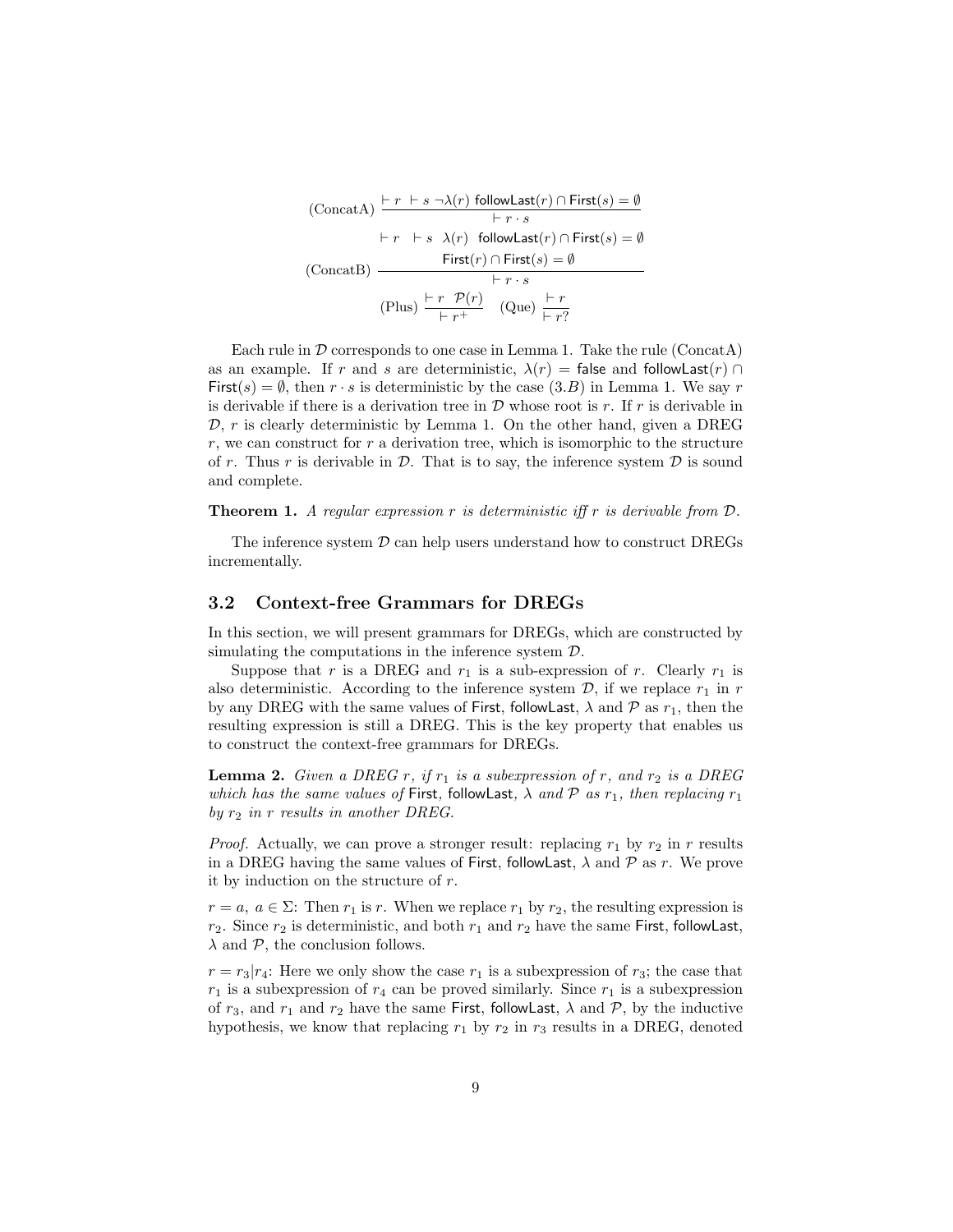$$\text{(ConcatA)}\ \frac{\vdash r\ \ \vdash s\ \ \neg\lambda(r)\ \ \mathsf{followLast}(r)\cap\mathsf{First}(s)=\emptyset}{\vdash r\cdot s}$$

$$\text{(ConcatB)}\ \frac{\begin{array}{c}\vdash r\quad \vdash s\quad \lambda(r)\quad \mathsf{followLast}(r)\cap\mathsf{First}(s)=\emptyset\\ \mathsf{First}(r)\cap\mathsf{First}(s)=\emptyset\end{array}}{\vdash r\cdot s}$$

$$\text{(Plus)}\ \frac{\vdash r\ \ \mathcal{P}(r)}{\vdash r^{+}}\qquad \text{(Que)}\ \frac{\vdash r}{\vdash r?}$$

Each rule in $\mathcal{D}$ corresponds to one case in Lemma 1. Take the rule (ConcatA) as an example. If $r$ and $s$ are deterministic, $\lambda(r) = \mathsf{false}$ and $\mathsf{followLast}(r) \cap \mathsf{First}(s) = \emptyset$, then $r \cdot s$ is deterministic by the case $(3.B)$ in Lemma 1. We say $r$ is derivable if there is a derivation tree in $\mathcal{D}$ whose root is $r$. If $r$ is derivable in $\mathcal{D}$, $r$ is clearly deterministic by Lemma 1. On the other hand, given a DREG $r$, we can construct for $r$ a derivation tree, which is isomorphic to the structure of $r$. Thus $r$ is derivable in $\mathcal{D}$. That is to say, the inference system $\mathcal{D}$ is sound and complete.

**Theorem 1.** *A regular expression $r$ is deterministic iff $r$ is derivable from $\mathcal{D}$.*

The inference system $\mathcal{D}$ can help users understand how to construct DREGs incrementally.

## 3.2 Context-free Grammars for DREGs

In this section, we will present grammars for DREGs, which are constructed by simulating the computations in the inference system $\mathcal{D}$.

Suppose that $r$ is a DREG and $r_1$ is a sub-expression of $r$. Clearly $r_1$ is also deterministic. According to the inference system $\mathcal{D}$, if we replace $r_1$ in $r$ by any DREG with the same values of $\mathsf{First}$, $\mathsf{followLast}$, $\lambda$ and $\mathcal{P}$ as $r_1$, then the resulting expression is still a DREG. This is the key property that enables us to construct the context-free grammars for DREGs.

**Lemma 2.** *Given a DREG $r$, if $r_1$ is a subexpression of $r$, and $r_2$ is a DREG which has the same values of $\mathsf{First}$, $\mathsf{followLast}$, $\lambda$ and $\mathcal{P}$ as $r_1$, then replacing $r_1$ by $r_2$ in $r$ results in another DREG.*

*Proof.* Actually, we can prove a stronger result: replacing $r_1$ by $r_2$ in $r$ results in a DREG having the same values of $\mathsf{First}$, $\mathsf{followLast}$, $\lambda$ and $\mathcal{P}$ as $r$. We prove it by induction on the structure of $r$.

$r = a,\ a \in \Sigma$: Then $r_1$ is $r$. When we replace $r_1$ by $r_2$, the resulting expression is $r_2$. Since $r_2$ is deterministic, and both $r_1$ and $r_2$ have the same $\mathsf{First}$, $\mathsf{followLast}$, $\lambda$ and $\mathcal{P}$, the conclusion follows.

$r = r_3|r_4$: Here we only show the case $r_1$ is a subexpression of $r_3$; the case that $r_1$ is a subexpression of $r_4$ can be proved similarly. Since $r_1$ is a subexpression of $r_3$, and $r_1$ and $r_2$ have the same $\mathsf{First}$, $\mathsf{followLast}$, $\lambda$ and $\mathcal{P}$, by the inductive hypothesis, we know that replacing $r_1$ by $r_2$ in $r_3$ results in a DREG, denoted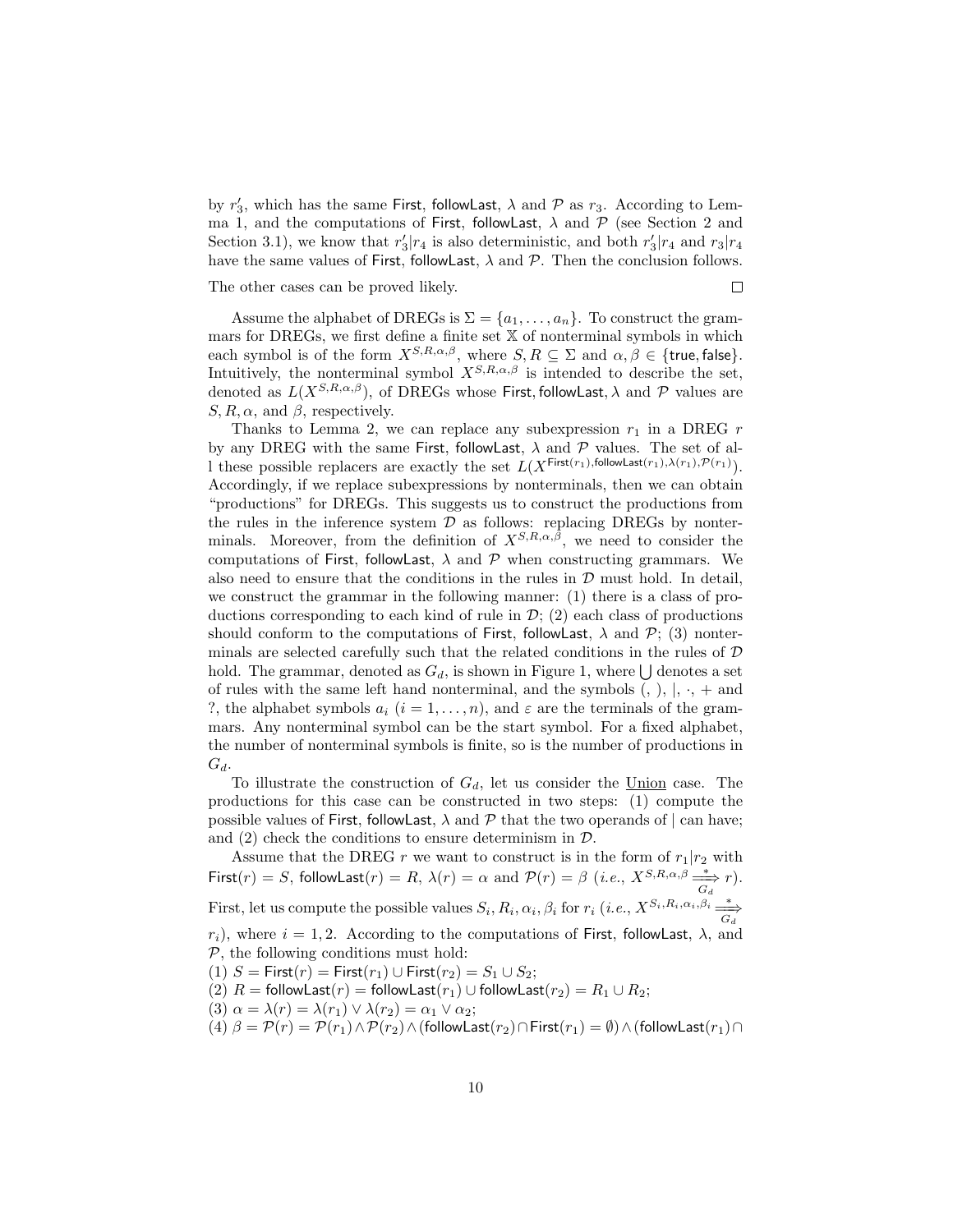by $r'_3$, which has the same First, followLast, $\lambda$ and $\mathcal{P}$ as $r_3$. According to Lemma 1, and the computations of First, followLast, $\lambda$ and $\mathcal{P}$ (see Section 2 and Section 3.1), we know that $r'_3|r_4$ is also deterministic, and both $r'_3|r_4$ and $r_3|r_4$ have the same values of First, followLast, $\lambda$ and $\mathcal{P}$. Then the conclusion follows.

The other cases can be proved likely. $\square$

Assume the alphabet of DREGs is $\Sigma = \{a_1, \ldots, a_n\}$. To construct the grammars for DREGs, we first define a finite set $\mathbb{X}$ of nonterminal symbols in which each symbol is of the form $X^{S,R,\alpha,\beta}$, where $S, R \subseteq \Sigma$ and $\alpha, \beta \in \{\mathsf{true}, \mathsf{false}\}$. Intuitively, the nonterminal symbol $X^{S,R,\alpha,\beta}$ is intended to describe the set, denoted as $L(X^{S,R,\alpha,\beta})$, of DREGs whose First, followLast, $\lambda$ and $\mathcal{P}$ values are $S, R, \alpha$, and $\beta$, respectively.

Thanks to Lemma 2, we can replace any subexpression $r_1$ in a DREG $r$ by any DREG with the same First, followLast, $\lambda$ and $\mathcal{P}$ values. The set of all these possible replacers are exactly the set $L(X^{\mathsf{First}(r_1),\mathsf{followLast}(r_1),\lambda(r_1),\mathcal{P}(r_1)})$. Accordingly, if we replace subexpressions by nonterminals, then we can obtain "productions" for DREGs. This suggests us to construct the productions from the rules in the inference system $\mathcal{D}$ as follows: replacing DREGs by nonterminals. Moreover, from the definition of $X^{S,R,\alpha,\beta}$, we need to consider the computations of First, followLast, $\lambda$ and $\mathcal{P}$ when constructing grammars. We also need to ensure that the conditions in the rules in $\mathcal{D}$ must hold. In detail, we construct the grammar in the following manner: (1) there is a class of productions corresponding to each kind of rule in $\mathcal{D}$; (2) each class of productions should conform to the computations of First, followLast, $\lambda$ and $\mathcal{P}$; (3) nonterminals are selected carefully such that the related conditions in the rules of $\mathcal{D}$ hold. The grammar, denoted as $G_d$, is shown in Figure 1, where $\bigcup$ denotes a set of rules with the same left hand nonterminal, and the symbols (, ), |, $\cdot$, + and ?, the alphabet symbols $a_i$ ($i = 1, \ldots, n$), and $\varepsilon$ are the terminals of the grammars. Any nonterminal symbol can be the start symbol. For a fixed alphabet, the number of nonterminal symbols is finite, so is the number of productions in $G_d$.

To illustrate the construction of $G_d$, let us consider the Union case. The productions for this case can be constructed in two steps: (1) compute the possible values of First, followLast, $\lambda$ and $\mathcal{P}$ that the two operands of | can have; and (2) check the conditions to ensure determinism in $\mathcal{D}$.

Assume that the DREG $r$ we want to construct is in the form of $r_1|r_2$ with $\mathsf{First}(r) = S$, $\mathsf{followLast}(r) = R$, $\lambda(r) = \alpha$ and $\mathcal{P}(r) = \beta$ (*i.e.*, $X^{S,R,\alpha,\beta} \overset{*}{\underset{G_d}{\Longrightarrow}} r$). First, let us compute the possible values $S_i, R_i, \alpha_i, \beta_i$ for $r_i$ (*i.e.*, $X^{S_i,R_i,\alpha_i,\beta_i} \overset{*}{\underset{G_d}{\Longrightarrow}} r_i$), where $i = 1, 2$. According to the computations of First, followLast, $\lambda$, and $\mathcal{P}$, the following conditions must hold:

(1) $S = \mathsf{First}(r) = \mathsf{First}(r_1) \cup \mathsf{First}(r_2) = S_1 \cup S_2$;

(2) $R = \mathsf{followLast}(r) = \mathsf{followLast}(r_1) \cup \mathsf{followLast}(r_2) = R_1 \cup R_2$;

(3) $\alpha = \lambda(r) = \lambda(r_1) \vee \lambda(r_2) = \alpha_1 \vee \alpha_2$;

(4) $\beta = \mathcal{P}(r) = \mathcal{P}(r_1) \wedge \mathcal{P}(r_2) \wedge (\mathsf{followLast}(r_2) \cap \mathsf{First}(r_1) = \emptyset) \wedge (\mathsf{followLast}(r_1) \cap$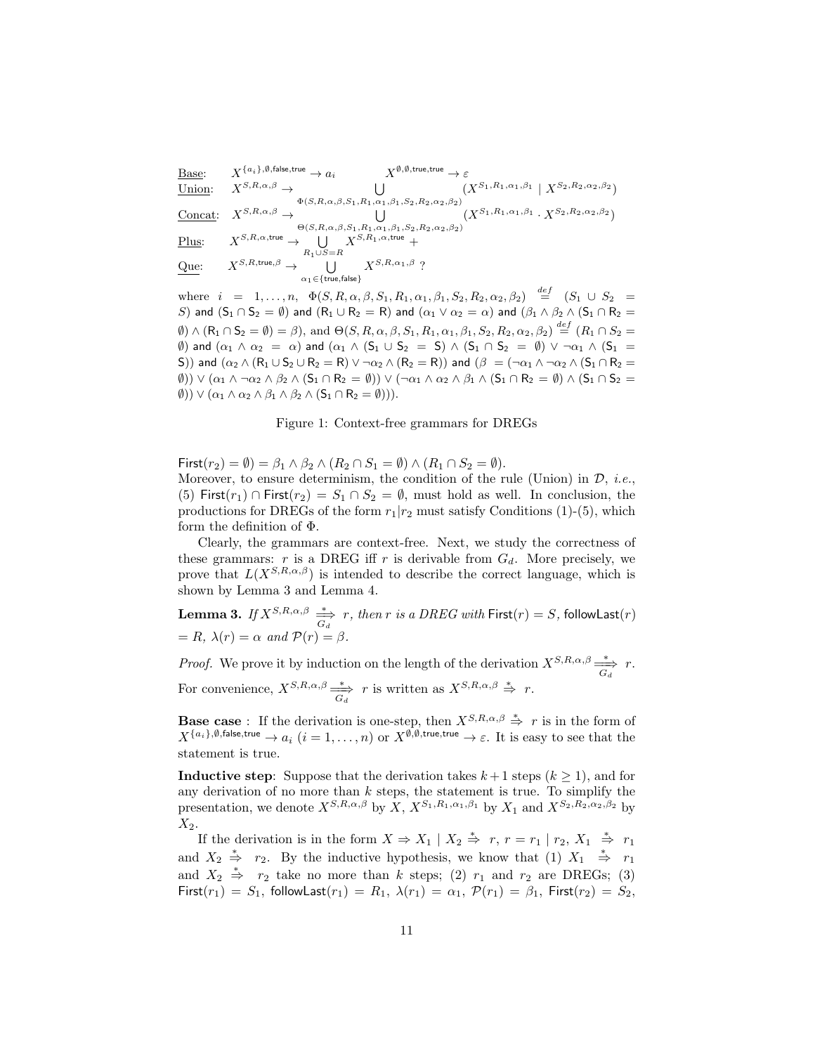$$
\begin{array}{lll}
\underline{\text{Base}}: & X^{\{a_i\},\emptyset,\mathsf{false},\mathsf{true}} \rightarrow a_i & X^{\emptyset,\emptyset,\mathsf{true},\mathsf{true}} \rightarrow \varepsilon \\
\underline{\text{Union}}: & X^{S,R,\alpha,\beta} \rightarrow \displaystyle\bigcup_{\Phi(S,R,\alpha,\beta,S_1,R_1,\alpha_1,\beta_1,S_2,R_2,\alpha_2,\beta_2)} (X^{S_1,R_1,\alpha_1,\beta_1} \mid X^{S_2,R_2,\alpha_2,\beta_2}) & \\
\underline{\text{Concat}}: & X^{S,R,\alpha,\beta} \rightarrow \displaystyle\bigcup_{\Theta(S,R,\alpha,\beta,S_1,R_1,\alpha_1,\beta_1,S_2,R_2,\alpha_2,\beta_2)} (X^{S_1,R_1,\alpha_1,\beta_1} \cdot X^{S_2,R_2,\alpha_2,\beta_2}) & \\
\underline{\text{Plus}}: & X^{S,R,\alpha,\mathsf{true}} \rightarrow \displaystyle\bigcup_{R_1 \cup S = R} X^{S,R_1,\alpha,\mathsf{true}} + & \\
\underline{\text{Que}}: & X^{S,R,\mathsf{true},\beta} \rightarrow \displaystyle\bigcup_{\alpha_1 \in \{\mathsf{true},\mathsf{false}\}} X^{S,R,\alpha_1,\beta}\ ? &
\end{array}
$$

where $i = 1,\ldots,n$, $\Phi(S,R,\alpha,\beta,S_1,R_1,\alpha_1,\beta_1,S_2,R_2,\alpha_2,\beta_2) \stackrel{def}{=} (S_1 \cup S_2 = S)$ and $(S_1 \cap S_2 = \emptyset)$ and $(R_1 \cup R_2 = R)$ and $(\alpha_1 \vee \alpha_2 = \alpha)$ and $(\beta_1 \wedge \beta_2 \wedge (S_1 \cap R_2 = \emptyset) \wedge (R_1 \cap S_2 = \emptyset) = \beta)$, and $\Theta(S,R,\alpha,\beta,S_1,R_1,\alpha_1,\beta_1,S_2,R_2,\alpha_2,\beta_2) \stackrel{def}{=} (R_1 \cap S_2 = \emptyset)$ and $(\alpha_1 \wedge \alpha_2 = \alpha)$ and $(\alpha_1 \wedge (S_1 \cup S_2 = S) \wedge (S_1 \cap S_2 = \emptyset) \vee \neg\alpha_1 \wedge (S_1 = S))$ and $(\alpha_2 \wedge (R_1 \cup S_2 \cup R_2 = R) \vee \neg\alpha_2 \wedge (R_2 = R))$ and $(\beta = (\neg\alpha_1 \wedge \neg\alpha_2 \wedge (S_1 \cap R_2 = \emptyset)) \vee (\alpha_1 \wedge \neg\alpha_2 \wedge \beta_2 \wedge (S_1 \cap R_2 = \emptyset)) \vee (\neg\alpha_1 \wedge \alpha_2 \wedge \beta_1 \wedge (S_1 \cap R_2 = \emptyset) \wedge (S_1 \cap S_2 = \emptyset)) \vee (\alpha_1 \wedge \alpha_2 \wedge \beta_1 \wedge \beta_2 \wedge (S_1 \cap R_2 = \emptyset)))$.

Figure 1: Context-free grammars for DREGs

$\mathsf{First}(r_2) = \emptyset) = \beta_1 \wedge \beta_2 \wedge (R_2 \cap S_1 = \emptyset) \wedge (R_1 \cap S_2 = \emptyset)$.
Moreover, to ensure determinism, the condition of the rule (Union) in $\mathcal{D}$, *i.e.*, (5) $\mathsf{First}(r_1) \cap \mathsf{First}(r_2) = S_1 \cap S_2 = \emptyset$, must hold as well. In conclusion, the productions for DREGs of the form $r_1|r_2$ must satisfy Conditions (1)-(5), which form the definition of $\Phi$.

Clearly, the grammars are context-free. Next, we study the correctness of these grammars: $r$ is a DREG iff $r$ is derivable from $G_d$. More precisely, we prove that $L(X^{S,R,\alpha,\beta})$ is intended to describe the correct language, which is shown by Lemma 3 and Lemma 4.

**Lemma 3.** *If* $X^{S,R,\alpha,\beta} \xRightarrow[G_d]{*} r$*, then* $r$ *is a DREG with* $\mathsf{First}(r) = S$, $\mathsf{followLast}(r) = R$, $\lambda(r) = \alpha$ *and* $\mathcal{P}(r) = \beta$.

*Proof.* We prove it by induction on the length of the derivation $X^{S,R,\alpha,\beta} \xRightarrow[G_d]{*} r$. For convenience, $X^{S,R,\alpha,\beta} \xRightarrow[G_d]{*} r$ is written as $X^{S,R,\alpha,\beta} \stackrel{*}{\Rightarrow} r$.

**Base case** : If the derivation is one-step, then $X^{S,R,\alpha,\beta} \stackrel{*}{\Rightarrow} r$ is in the form of $X^{\{a_i\},\emptyset,\mathsf{false},\mathsf{true}} \rightarrow a_i$ $(i = 1,\ldots,n)$ or $X^{\emptyset,\emptyset,\mathsf{true},\mathsf{true}} \rightarrow \varepsilon$. It is easy to see that the statement is true.

**Inductive step**: Suppose that the derivation takes $k+1$ steps $(k \geq 1)$, and for any derivation of no more than $k$ steps, the statement is true. To simplify the presentation, we denote $X^{S,R,\alpha,\beta}$ by $X$, $X^{S_1,R_1,\alpha_1,\beta_1}$ by $X_1$ and $X^{S_2,R_2,\alpha_2,\beta_2}$ by $X_2$.

If the derivation is in the form $X \Rightarrow X_1 \mid X_2 \stackrel{*}{\Rightarrow} r$, $r = r_1 \mid r_2$, $X_1 \stackrel{*}{\Rightarrow} r_1$ and $X_2 \stackrel{*}{\Rightarrow} r_2$. By the inductive hypothesis, we know that (1) $X_1 \stackrel{*}{\Rightarrow} r_1$ and $X_2 \stackrel{*}{\Rightarrow} r_2$ take no more than $k$ steps; (2) $r_1$ and $r_2$ are DREGs; (3) $\mathsf{First}(r_1) = S_1$, $\mathsf{followLast}(r_1) = R_1$, $\lambda(r_1) = \alpha_1$, $\mathcal{P}(r_1) = \beta_1$, $\mathsf{First}(r_2) = S_2$,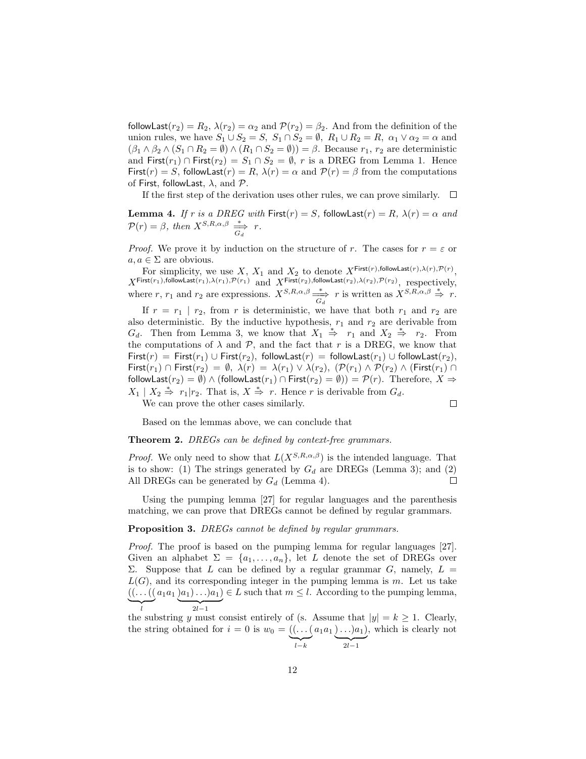$\mathsf{followLast}(r_2) = R_2$, $\lambda(r_2) = \alpha_2$ and $\mathcal{P}(r_2) = \beta_2$. And from the definition of the union rules, we have $S_1 \cup S_2 = S$, $S_1 \cap S_2 = \emptyset$, $R_1 \cup R_2 = R$, $\alpha_1 \vee \alpha_2 = \alpha$ and $(\beta_1 \wedge \beta_2 \wedge (S_1 \cap R_2 = \emptyset) \wedge (R_1 \cap S_2 = \emptyset)) = \beta$. Because $r_1$, $r_2$ are deterministic and $\mathsf{First}(r_1) \cap \mathsf{First}(r_2) = S_1 \cap S_2 = \emptyset$, $r$ is a DREG from Lemma 1. Hence $\mathsf{First}(r) = S$, $\mathsf{followLast}(r) = R$, $\lambda(r) = \alpha$ and $\mathcal{P}(r) = \beta$ from the computations of $\mathsf{First}$, $\mathsf{followLast}$, $\lambda$, and $\mathcal{P}$.

If the first step of the derivation uses other rules, we can prove similarly. □

**Lemma 4.** *If $r$ is a DREG with $\mathsf{First}(r) = S$, $\mathsf{followLast}(r) = R$, $\lambda(r) = \alpha$ and $\mathcal{P}(r) = \beta$, then $X^{S,R,\alpha,\beta} \overset{*}{\underset{G_d}{\Longrightarrow}} r$.*

*Proof.* We prove it by induction on the structure of $r$. The cases for $r = \varepsilon$ or $a, a \in \Sigma$ are obvious.

For simplicity, we use $X$, $X_1$ and $X_2$ to denote $X^{\mathsf{First}(r),\mathsf{followLast}(r),\lambda(r),\mathcal{P}(r)}$, $X^{\mathsf{First}(r_1),\mathsf{followLast}(r_1),\lambda(r_1),\mathcal{P}(r_1)}$ and $X^{\mathsf{First}(r_2),\mathsf{followLast}(r_2),\lambda(r_2),\mathcal{P}(r_2)}$, respectively, where $r$, $r_1$ and $r_2$ are expressions. $X^{S,R,\alpha,\beta} \overset{*}{\underset{G_d}{\Longrightarrow}} r$ is written as $X^{S,R,\alpha,\beta} \overset{*}{\Rightarrow} r$.

If $r = r_1 \mid r_2$, from $r$ is deterministic, we have that both $r_1$ and $r_2$ are also deterministic. By the inductive hypothesis, $r_1$ and $r_2$ are derivable from $G_d$. Then from Lemma 3, we know that $X_1 \overset{*}{\Rightarrow} r_1$ and $X_2 \overset{*}{\Rightarrow} r_2$. From the computations of $\lambda$ and $\mathcal{P}$, and the fact that $r$ is a DREG, we know that $\mathsf{First}(r) = \mathsf{First}(r_1) \cup \mathsf{First}(r_2)$, $\mathsf{followLast}(r) = \mathsf{followLast}(r_1) \cup \mathsf{followLast}(r_2)$, $\mathsf{First}(r_1) \cap \mathsf{First}(r_2) = \emptyset$, $\lambda(r) = \lambda(r_1) \vee \lambda(r_2)$, $(\mathcal{P}(r_1) \wedge \mathcal{P}(r_2) \wedge (\mathsf{First}(r_1) \cap \mathsf{followLast}(r_2) = \emptyset) \wedge (\mathsf{followLast}(r_1) \cap \mathsf{First}(r_2) = \emptyset)) = \mathcal{P}(r)$. Therefore, $X \Rightarrow X_1 \mid X_2 \overset{*}{\Rightarrow} r_1 | r_2$. That is, $X \overset{*}{\Rightarrow} r$. Hence $r$ is derivable from $G_d$.

We can prove the other cases similarly. □

Based on the lemmas above, we can conclude that

**Theorem 2.** *DREGs can be defined by context-free grammars.*

*Proof.* We only need to show that $L(X^{S,R,\alpha,\beta})$ is the intended language. That is to show: (1) The strings generated by $G_d$ are DREGs (Lemma 3); and (2) All DREGs can be generated by $G_d$ (Lemma 4). □

Using the pumping lemma [27] for regular languages and the parenthesis matching, we can prove that DREGs cannot be defined by regular grammars.

**Proposition 3.** *DREGs cannot be defined by regular grammars.*

*Proof.* The proof is based on the pumping lemma for regular languages [27]. Given an alphabet $\Sigma = \{a_1, \ldots, a_n\}$, let $L$ denote the set of DREGs over $\Sigma$. Suppose that $L$ can be defined by a regular grammar $G$, namely, $L = L(G)$, and its corresponding integer in the pumping lemma is $m$. Let us take $\underbrace{((\ldots((}_{l} a_1 a_1 \underbrace{)a_1)\ldots)a_1)}_{2l-1} \in L$ such that $m \leq l$. According to the pumping lemma, the substring $y$ must consist entirely of (s. Assume that $|y| = k \geq 1$. Clearly, the string obtained for $i = 0$ is $w_0 = \underbrace{((\ldots(}_{l-k} a_1 a_1 \underbrace{)\ldots)a_1)}_{2l-1}$, which is clearly not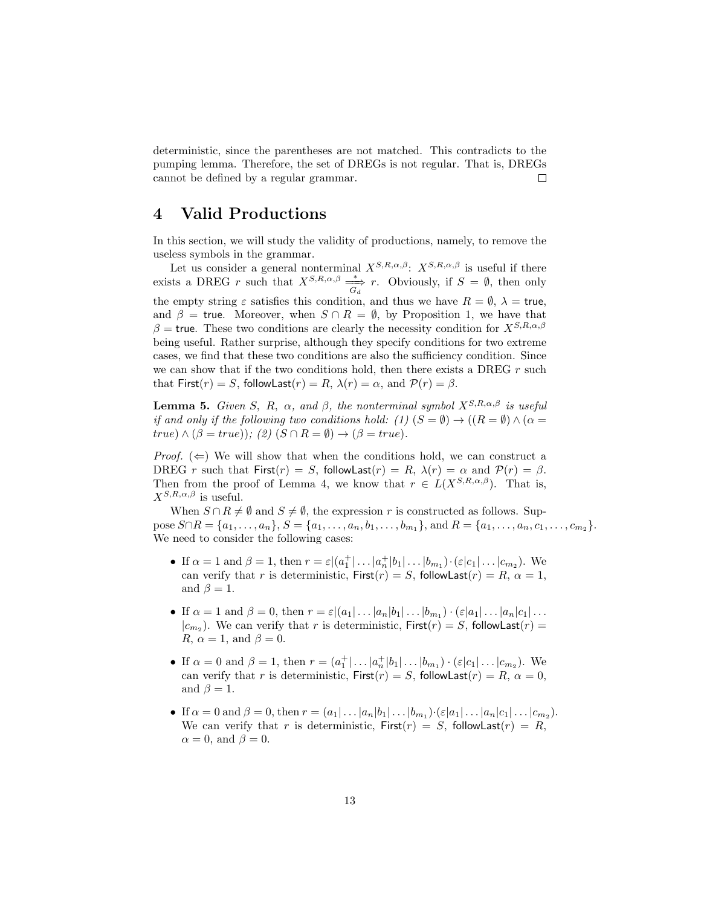deterministic, since the parentheses are not matched. This contradicts to the pumping lemma. Therefore, the set of DREGs is not regular. That is, DREGs cannot be defined by a regular grammar. □

# 4 Valid Productions

In this section, we will study the validity of productions, namely, to remove the useless symbols in the grammar.

Let us consider a general nonterminal $X^{S,R,\alpha,\beta}$: $X^{S,R,\alpha,\beta}$ is useful if there exists a DREG $r$ such that $X^{S,R,\alpha,\beta} \overset{*}{\underset{G_d}{\Longrightarrow}} r$. Obviously, if $S = \emptyset$, then only the empty string $\varepsilon$ satisfies this condition, and thus we have $R = \emptyset$, $\lambda = \mathsf{true}$, and $\beta = \mathsf{true}$. Moreover, when $S \cap R = \emptyset$, by Proposition 1, we have that $\beta = \mathsf{true}$. These two conditions are clearly the necessity condition for $X^{S,R,\alpha,\beta}$ being useful. Rather surprise, although they specify conditions for two extreme cases, we find that these two conditions are also the sufficiency condition. Since we can show that if the two conditions hold, then there exists a DREG $r$ such that $\mathsf{First}(r) = S$, $\mathsf{followLast}(r) = R$, $\lambda(r) = \alpha$, and $\mathcal{P}(r) = \beta$.

**Lemma 5.** *Given $S$, $R$, $\alpha$, and $\beta$, the nonterminal symbol $X^{S,R,\alpha,\beta}$ is useful if and only if the following two conditions hold: (1) $(S = \emptyset) \rightarrow ((R = \emptyset) \wedge (\alpha = true) \wedge (\beta = true))$; (2) $(S \cap R = \emptyset) \rightarrow (\beta = true)$.*

*Proof.* ($\Leftarrow$) We will show that when the conditions hold, we can construct a DREG $r$ such that $\mathsf{First}(r) = S$, $\mathsf{followLast}(r) = R$, $\lambda(r) = \alpha$ and $\mathcal{P}(r) = \beta$. Then from the proof of Lemma 4, we know that $r \in L(X^{S,R,\alpha,\beta})$. That is, $X^{S,R,\alpha,\beta}$ is useful.

When $S \cap R \neq \emptyset$ and $S \neq \emptyset$, the expression $r$ is constructed as follows. Suppose $S \cap R = \{a_1, \ldots, a_n\}$, $S = \{a_1, \ldots, a_n, b_1, \ldots, b_{m_1}\}$, and $R = \{a_1, \ldots, a_n, c_1, \ldots, c_{m_2}\}$. We need to consider the following cases:

- If $\alpha = 1$ and $\beta = 1$, then $r = \varepsilon|(a_1^+|\ldots|a_n^+|b_1|\ldots|b_{m_1}) \cdot (\varepsilon|c_1|\ldots|c_{m_2})$. We can verify that $r$ is deterministic, $\mathsf{First}(r) = S$, $\mathsf{followLast}(r) = R$, $\alpha = 1$, and $\beta = 1$.
- If $\alpha = 1$ and $\beta = 0$, then $r = \varepsilon|(a_1|\ldots|a_n|b_1|\ldots|b_{m_1}) \cdot (\varepsilon|a_1|\ldots|a_n|c_1|\ldots|c_{m_2})$. We can verify that $r$ is deterministic, $\mathsf{First}(r) = S$, $\mathsf{followLast}(r) = R$, $\alpha = 1$, and $\beta = 0$.
- If $\alpha = 0$ and $\beta = 1$, then $r = (a_1^+|\ldots|a_n^+|b_1|\ldots|b_{m_1}) \cdot (\varepsilon|c_1|\ldots|c_{m_2})$. We can verify that $r$ is deterministic, $\mathsf{First}(r) = S$, $\mathsf{followLast}(r) = R$, $\alpha = 0$, and $\beta = 1$.
- If $\alpha = 0$ and $\beta = 0$, then $r = (a_1|\ldots|a_n|b_1|\ldots|b_{m_1}) \cdot (\varepsilon|a_1|\ldots|a_n|c_1|\ldots|c_{m_2})$. We can verify that $r$ is deterministic, $\mathsf{First}(r) = S$, $\mathsf{followLast}(r) = R$, $\alpha = 0$, and $\beta = 0$.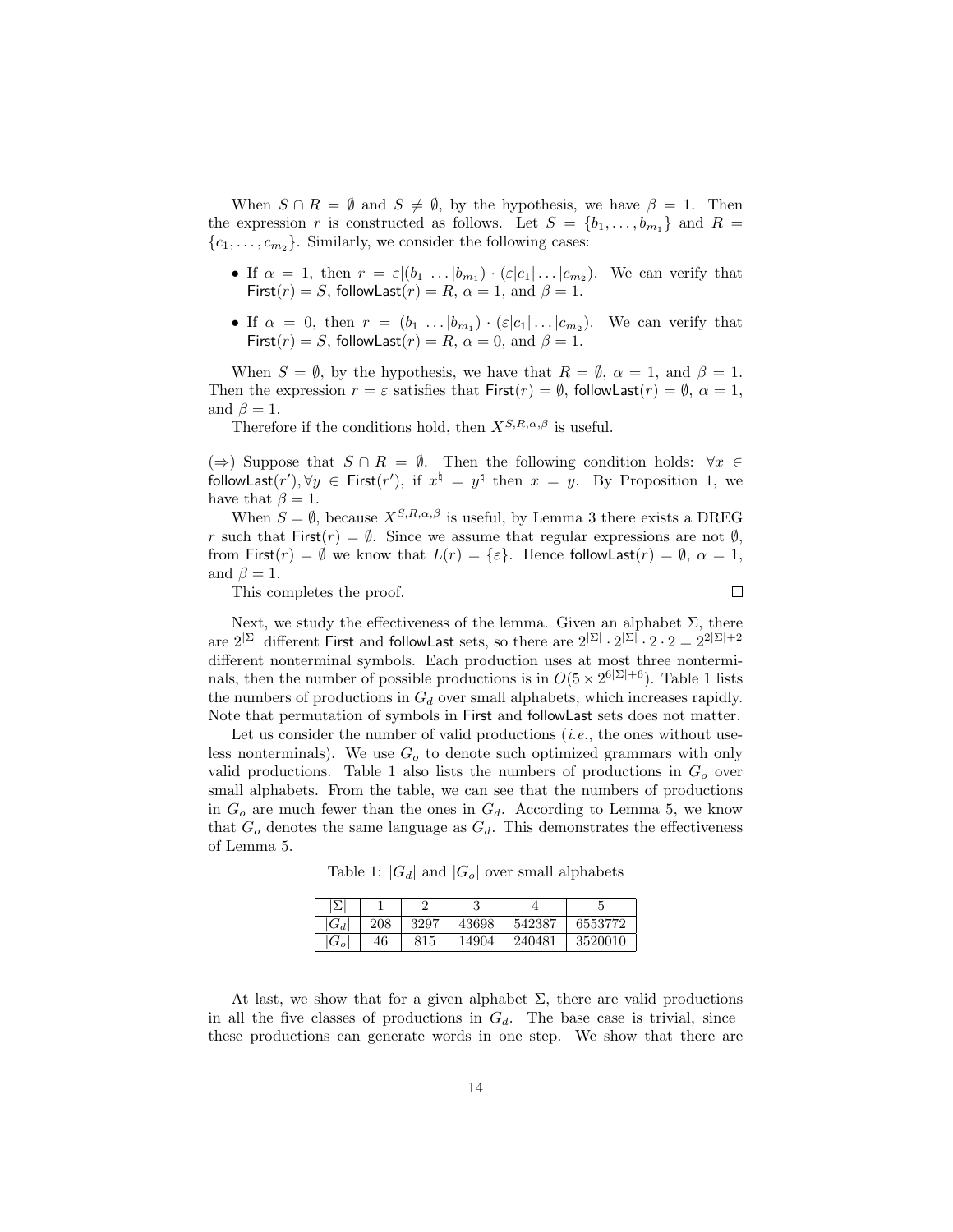When $S \cap R = \emptyset$ and $S \neq \emptyset$, by the hypothesis, we have $\beta = 1$. Then the expression $r$ is constructed as follows. Let $S = \{b_1, \ldots, b_{m_1}\}$ and $R = \{c_1, \ldots, c_{m_2}\}$. Similarly, we consider the following cases:

- If $\alpha = 1$, then $r = \varepsilon|(b_1|\ldots|b_{m_1}) \cdot (\varepsilon|c_1|\ldots|c_{m_2})$. We can verify that $\mathsf{First}(r) = S$, $\mathsf{followLast}(r) = R$, $\alpha = 1$, and $\beta = 1$.
- If $\alpha = 0$, then $r = (b_1|\ldots|b_{m_1}) \cdot (\varepsilon|c_1|\ldots|c_{m_2})$. We can verify that $\mathsf{First}(r) = S$, $\mathsf{followLast}(r) = R$, $\alpha = 0$, and $\beta = 1$.

When $S = \emptyset$, by the hypothesis, we have that $R = \emptyset$, $\alpha = 1$, and $\beta = 1$. Then the expression $r = \varepsilon$ satisfies that $\mathsf{First}(r) = \emptyset$, $\mathsf{followLast}(r) = \emptyset$, $\alpha = 1$, and $\beta = 1$.

Therefore if the conditions hold, then $X^{S,R,\alpha,\beta}$ is useful.

($\Rightarrow$) Suppose that $S \cap R = \emptyset$. Then the following condition holds: $\forall x \in \mathsf{followLast}(r'), \forall y \in \mathsf{First}(r')$, if $x^\natural = y^\natural$ then $x = y$. By Proposition 1, we have that $\beta = 1$.

When $S = \emptyset$, because $X^{S,R,\alpha,\beta}$ is useful, by Lemma 3 there exists a DREG $r$ such that $\mathsf{First}(r) = \emptyset$. Since we assume that regular expressions are not $\emptyset$, from $\mathsf{First}(r) = \emptyset$ we know that $L(r) = \{\varepsilon\}$. Hence $\mathsf{followLast}(r) = \emptyset$, $\alpha = 1$, and $\beta = 1$.

This completes the proof. $\square$

Next, we study the effectiveness of the lemma. Given an alphabet $\Sigma$, there are $2^{|\Sigma|}$ different $\mathsf{First}$ and $\mathsf{followLast}$ sets, so there are $2^{|\Sigma|} \cdot 2^{|\Sigma|} \cdot 2 \cdot 2 = 2^{2|\Sigma|+2}$ different nonterminal symbols. Each production uses at most three nonterminals, then the number of possible productions is in $O(5 \times 2^{6|\Sigma|+6})$. Table 1 lists the numbers of productions in $G_d$ over small alphabets, which increases rapidly. Note that permutation of symbols in $\mathsf{First}$ and $\mathsf{followLast}$ sets does not matter.

Let us consider the number of valid productions (*i.e.*, the ones without useless nonterminals). We use $G_o$ to denote such optimized grammars with only valid productions. Table 1 also lists the numbers of productions in $G_o$ over small alphabets. From the table, we can see that the numbers of productions in $G_o$ are much fewer than the ones in $G_d$. According to Lemma 5, we know that $G_o$ denotes the same language as $G_d$. This demonstrates the effectiveness of Lemma 5.

Table 1: $|G_d|$ and $|G_o|$ over small alphabets

| $\lvert\Sigma\rvert$ | 1 | 2 | 3 | 4 | 5 |
|---|---|---|---|---|---|
| $\lvert G_d\rvert$ | 208 | 3297 | 43698 | 542387 | 6553772 |
| $\lvert G_o\rvert$ | 46 | 815 | 14904 | 240481 | 3520010 |

At last, we show that for a given alphabet $\Sigma$, there are valid productions in all the five classes of productions in $G_d$. The base case is trivial, since these productions can generate words in one step. We show that there are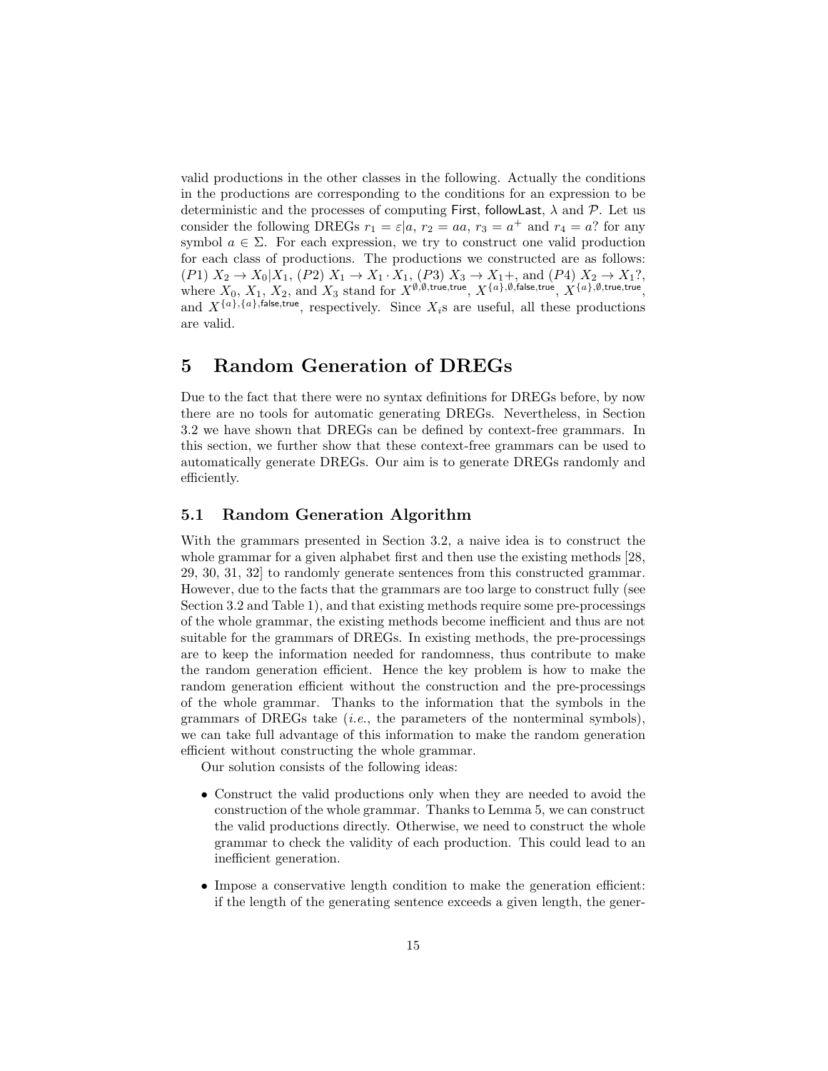valid productions in the other classes in the following. Actually the conditions in the productions are corresponding to the conditions for an expression to be deterministic and the processes of computing $\mathsf{First}$, $\mathsf{followLast}$, $\lambda$ and $\mathcal{P}$. Let us consider the following DREGs $r_1 = \varepsilon|a$, $r_2 = aa$, $r_3 = a^+$ and $r_4 = a?$ for any symbol $a \in \Sigma$. For each expression, we try to construct one valid production for each class of productions. The productions we constructed are as follows: $(P1)$ $X_2 \to X_0|X_1$, $(P2)$ $X_1 \to X_1 \cdot X_1$, $(P3)$ $X_3 \to X_1+$, and $(P4)$ $X_2 \to X_1?$, where $X_0$, $X_1$, $X_2$, and $X_3$ stand for $X^{\emptyset,\emptyset,\mathsf{true},\mathsf{true}}$, $X^{\{a\},\emptyset,\mathsf{false},\mathsf{true}}$, $X^{\{a\},\emptyset,\mathsf{true},\mathsf{true}}$, and $X^{\{a\},\{a\},\mathsf{false},\mathsf{true}}$, respectively. Since $X_i$s are useful, all these productions are valid.

# 5 Random Generation of DREGs

Due to the fact that there were no syntax definitions for DREGs before, by now there are no tools for automatic generating DREGs. Nevertheless, in Section 3.2 we have shown that DREGs can be defined by context-free grammars. In this section, we further show that these context-free grammars can be used to automatically generate DREGs. Our aim is to generate DREGs randomly and efficiently.

## 5.1 Random Generation Algorithm

With the grammars presented in Section 3.2, a naive idea is to construct the whole grammar for a given alphabet first and then use the existing methods [28, 29, 30, 31, 32] to randomly generate sentences from this constructed grammar. However, due to the facts that the grammars are too large to construct fully (see Section 3.2 and Table 1), and that existing methods require some pre-processings of the whole grammar, the existing methods become inefficient and thus are not suitable for the grammars of DREGs. In existing methods, the pre-processings are to keep the information needed for randomness, thus contribute to make the random generation efficient. Hence the key problem is how to make the random generation efficient without the construction and the pre-processings of the whole grammar. Thanks to the information that the symbols in the grammars of DREGs take (*i.e.*, the parameters of the nonterminal symbols), we can take full advantage of this information to make the random generation efficient without constructing the whole grammar.

Our solution consists of the following ideas:

- Construct the valid productions only when they are needed to avoid the construction of the whole grammar. Thanks to Lemma 5, we can construct the valid productions directly. Otherwise, we need to construct the whole grammar to check the validity of each production. This could lead to an inefficient generation.
- Impose a conservative length condition to make the generation efficient: if the length of the generating sentence exceeds a given length, the gener-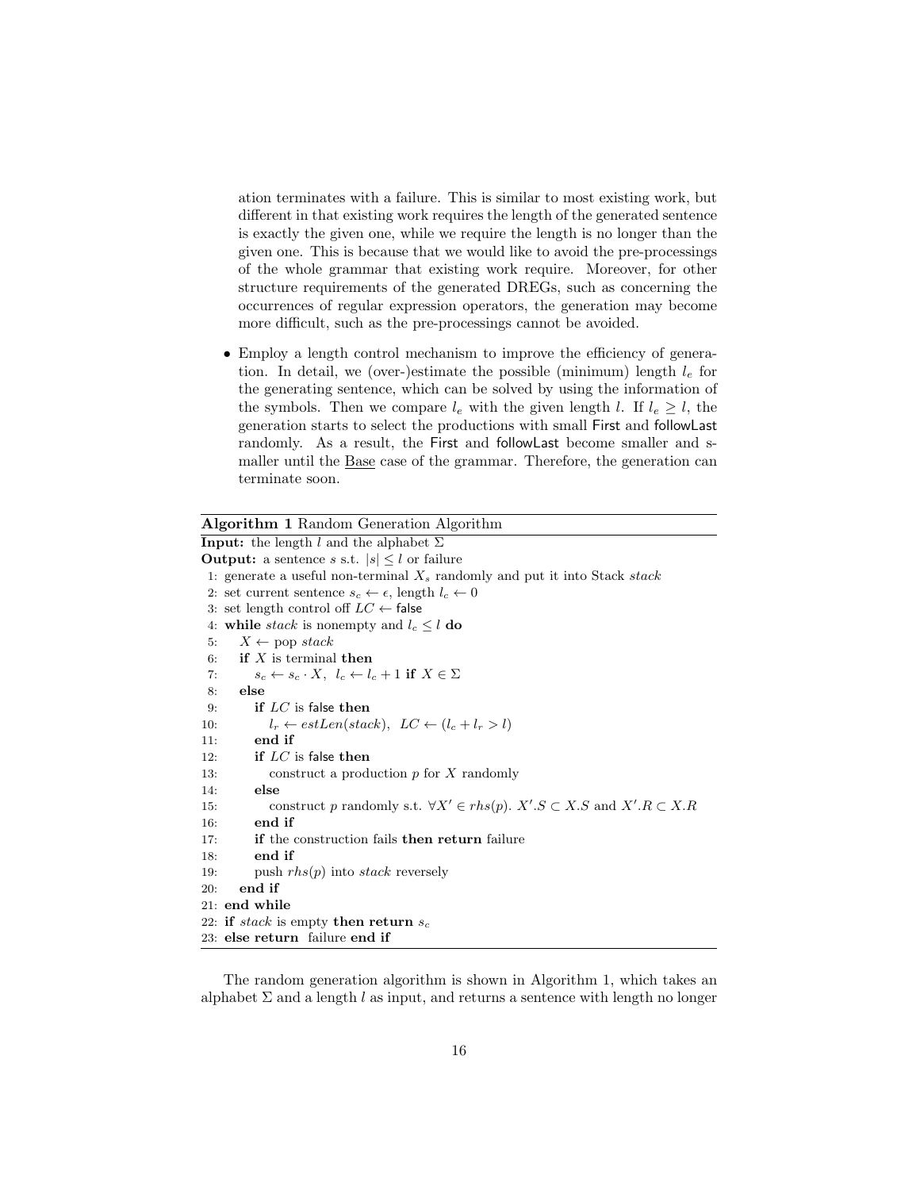ation terminates with a failure. This is similar to most existing work, but different in that existing work requires the length of the generated sentence is exactly the given one, while we require the length is no longer than the given one. This is because that we would like to avoid the pre-processings of the whole grammar that existing work require. Moreover, for other structure requirements of the generated DREGs, such as concerning the occurrences of regular expression operators, the generation may become more difficult, such as the pre-processings cannot be avoided.

- Employ a length control mechanism to improve the efficiency of generation. In detail, we (over-)estimate the possible (minimum) length $l_e$ for the generating sentence, which can be solved by using the information of the symbols. Then we compare $l_e$ with the given length $l$. If $l_e \geq l$, the generation starts to select the productions with small First and followLast randomly. As a result, the First and followLast become smaller and smaller until the Base case of the grammar. Therefore, the generation can terminate soon.

---

**Algorithm 1** Random Generation Algorithm

**Input:** the length $l$ and the alphabet $\Sigma$
**Output:** a sentence $s$ s.t. $|s| \leq l$ or failure

```
 1: generate a useful non-terminal X_s randomly and put it into Stack stack
 2: set current sentence s_c ← ε, length l_c ← 0
 3: set length control off LC ← false
 4: while stack is nonempty and l_c ≤ l do
 5:    X ← pop stack
 6:    if X is terminal then
 7:       s_c ← s_c · X,  l_c ← l_c + 1 if X ∈ Σ
 8:    else
 9:       if LC is false then
10:          l_r ← estLen(stack),  LC ← (l_c + l_r > l)
11:       end if
12:       if LC is false then
13:          construct a production p for X randomly
14:       else
15:          construct p randomly s.t. ∀X' ∈ rhs(p). X'.S ⊂ X.S and X'.R ⊂ X.R
16:       end if
17:       if the construction fails then return failure
18:       end if
19:       push rhs(p) into stack reversely
20:    end if
21: end while
22: if stack is empty then return s_c
23: else return  failure end if
```

---

The random generation algorithm is shown in Algorithm 1, which takes an alphabet $\Sigma$ and a length $l$ as input, and returns a sentence with length no longer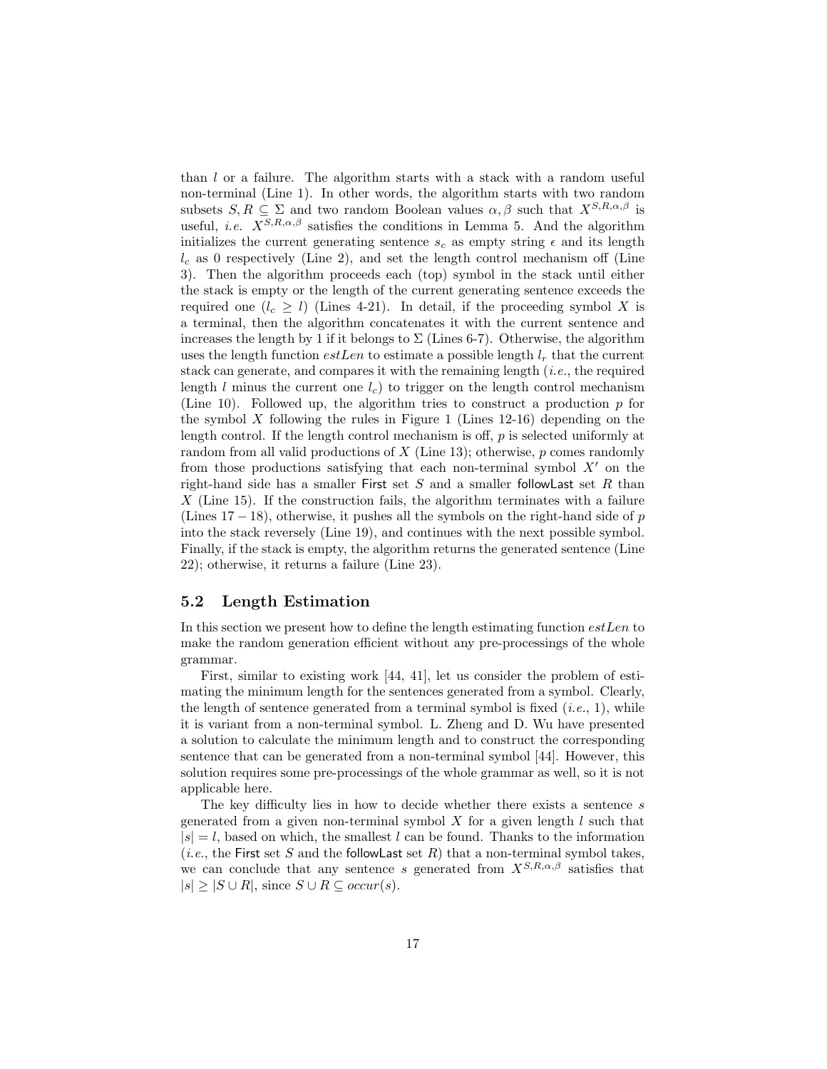than $l$ or a failure. The algorithm starts with a stack with a random useful non-terminal (Line 1). In other words, the algorithm starts with two random subsets $S, R \subseteq \Sigma$ and two random Boolean values $\alpha, \beta$ such that $X^{S,R,\alpha,\beta}$ is useful, *i.e.* $X^{S,R,\alpha,\beta}$ satisfies the conditions in Lemma 5. And the algorithm initializes the current generating sentence $s_c$ as empty string $\epsilon$ and its length $l_c$ as 0 respectively (Line 2), and set the length control mechanism off (Line 3). Then the algorithm proceeds each (top) symbol in the stack until either the stack is empty or the length of the current generating sentence exceeds the required one ($l_c \geq l$) (Lines 4-21). In detail, if the proceeding symbol $X$ is a terminal, then the algorithm concatenates it with the current sentence and increases the length by 1 if it belongs to $\Sigma$ (Lines 6-7). Otherwise, the algorithm uses the length function $estLen$ to estimate a possible length $l_r$ that the current stack can generate, and compares it with the remaining length (*i.e.*, the required length $l$ minus the current one $l_c$) to trigger on the length control mechanism (Line 10). Followed up, the algorithm tries to construct a production $p$ for the symbol $X$ following the rules in Figure 1 (Lines 12-16) depending on the length control. If the length control mechanism is off, $p$ is selected uniformly at random from all valid productions of $X$ (Line 13); otherwise, $p$ comes randomly from those productions satisfying that each non-terminal symbol $X'$ on the right-hand side has a smaller First set $S$ and a smaller followLast set $R$ than $X$ (Line 15). If the construction fails, the algorithm terminates with a failure (Lines $17-18$), otherwise, it pushes all the symbols on the right-hand side of $p$ into the stack reversely (Line 19), and continues with the next possible symbol. Finally, if the stack is empty, the algorithm returns the generated sentence (Line 22); otherwise, it returns a failure (Line 23).

## 5.2 Length Estimation

In this section we present how to define the length estimating function $estLen$ to make the random generation efficient without any pre-processings of the whole grammar.

First, similar to existing work [44, 41], let us consider the problem of estimating the minimum length for the sentences generated from a symbol. Clearly, the length of sentence generated from a terminal symbol is fixed (*i.e.*, 1), while it is variant from a non-terminal symbol. L. Zheng and D. Wu have presented a solution to calculate the minimum length and to construct the corresponding sentence that can be generated from a non-terminal symbol [44]. However, this solution requires some pre-processings of the whole grammar as well, so it is not applicable here.

The key difficulty lies in how to decide whether there exists a sentence $s$ generated from a given non-terminal symbol $X$ for a given length $l$ such that $|s| = l$, based on which, the smallest $l$ can be found. Thanks to the information (*i.e.*, the First set $S$ and the followLast set $R$) that a non-terminal symbol takes, we can conclude that any sentence $s$ generated from $X^{S,R,\alpha,\beta}$ satisfies that $|s| \geq |S \cup R|$, since $S \cup R \subseteq occur(s)$.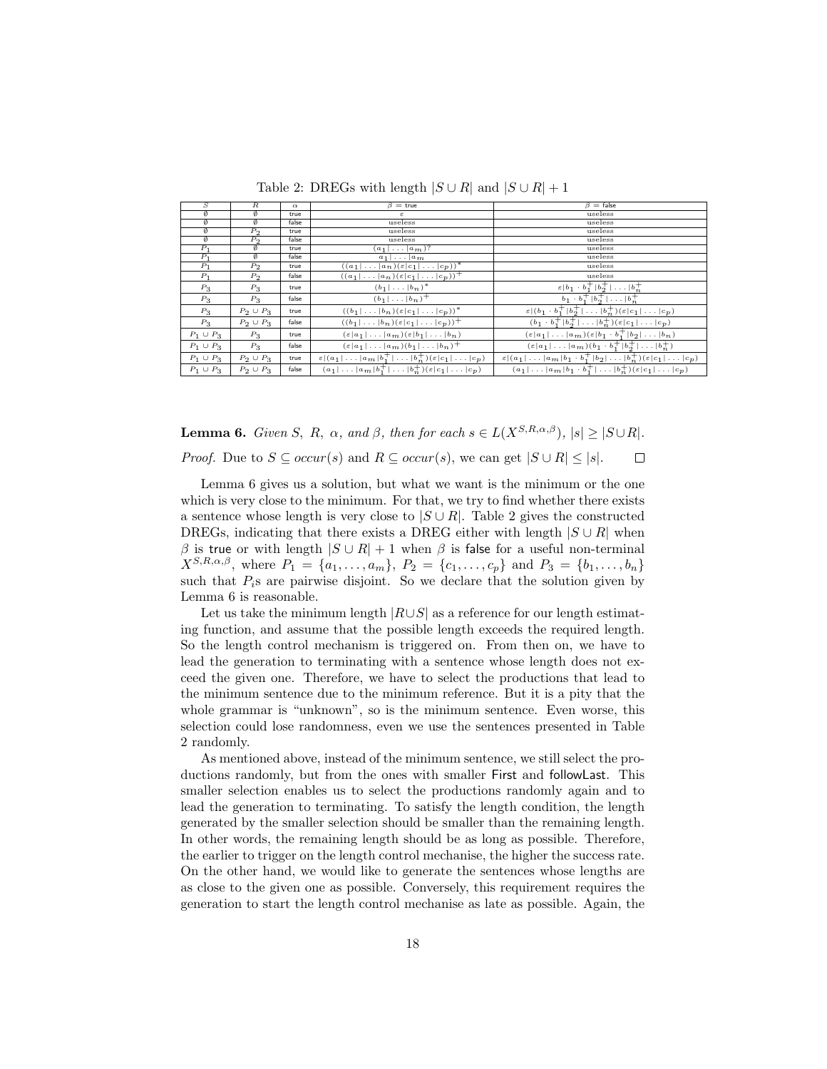Table 2: DREGs with length $|S \cup R|$ and $|S \cup R| + 1$

| $S$ | $R$ | $\alpha$ | $\beta$ = true | $\beta$ = false |
|---|---|---|---|---|
| $\emptyset$ | $\emptyset$ | true | $\varepsilon$ | useless |
| $\emptyset$ | $\emptyset$ | false | useless | useless |
| $\emptyset$ | $P_2$ | true | useless | useless |
| $\emptyset$ | $P_2$ | false | useless | useless |
| $P_1$ | $\emptyset$ | true | $(a_1 \mid \ldots \mid a_m)?$ | useless |
| $P_1$ | $\emptyset$ | false | $a_1 \mid \ldots \mid a_m$ | useless |
| $P_1$ | $P_2$ | true | $((a_1 \mid \ldots \mid a_n)(\varepsilon \mid c_1 \mid \ldots \mid c_p))^*$ | useless |
| $P_1$ | $P_2$ | false | $((a_1 \mid \ldots \mid a_n)(\varepsilon \mid c_1 \mid \ldots \mid c_p))^+$ | useless |
| $P_3$ | $P_3$ | true | $(b_1 \mid \ldots \mid b_n)^*$ | $\varepsilon \mid b_1 \cdot b_1^+ \mid b_2^+ \mid \ldots \mid b_n^+$ |
| $P_3$ | $P_3$ | false | $(b_1 \mid \ldots \mid b_n)^+$ | $b_1 \cdot b_1^+ \mid b_2^+ \mid \ldots \mid b_n^+$ |
| $P_3$ | $P_2 \cup P_3$ | true | $((b_1 \mid \ldots \mid b_n)(\varepsilon \mid c_1 \mid \ldots \mid c_p))^*$ | $\varepsilon \mid (b_1 \cdot b_1^+ \mid b_2^+ \mid \ldots \mid b_n^+)(\varepsilon \mid c_1 \mid \ldots \mid c_p)$ |
| $P_3$ | $P_2 \cup P_3$ | false | $((b_1 \mid \ldots \mid b_n)(\varepsilon \mid c_1 \mid \ldots \mid c_p))^+$ | $(b_1 \cdot b_1^+ \mid b_2^+ \mid \ldots \mid b_n^+)(\varepsilon \mid c_1 \mid \ldots \mid c_p)$ |
| $P_1 \cup P_3$ | $P_3$ | true | $(\varepsilon \mid a_1 \mid \ldots \mid a_m)(\varepsilon \mid b_1 \mid \ldots \mid b_n)$ | $(\varepsilon \mid a_1 \mid \ldots \mid a_m)(\varepsilon \mid b_1 \cdot b_1^+ \mid b_2 \mid \ldots \mid b_n)$ |
| $P_1 \cup P_3$ | $P_3$ | false | $(\varepsilon \mid a_1 \mid \ldots \mid a_m)(b_1 \mid \ldots \mid b_n)^+$ | $(\varepsilon \mid a_1 \mid \ldots \mid a_m)(b_1 \cdot b_1^+ \mid b_2^+ \mid \ldots \mid b_n^+)$ |
| $P_1 \cup P_3$ | $P_2 \cup P_3$ | true | $\varepsilon \mid (a_1 \mid \ldots \mid a_m \mid b_1^+ \mid \ldots \mid b_n^+)(\varepsilon \mid c_1 \mid \ldots \mid c_p)$ | $\varepsilon \mid (a_1 \mid \ldots \mid a_m \mid b_1 \cdot b_1^+ \mid b_2 \mid \ldots \mid b_n^+)(\varepsilon \mid c_1 \mid \ldots \mid c_p)$ |
| $P_1 \cup P_3$ | $P_2 \cup P_3$ | false | $(a_1 \mid \ldots \mid a_m \mid b_1^+ \mid \ldots \mid b_n^+)(\varepsilon \mid c_1 \mid \ldots \mid c_p)$ | $(a_1 \mid \ldots \mid a_m \mid b_1 \cdot b_1^+ \mid \ldots \mid b_n^+)(\varepsilon \mid c_1 \mid \ldots \mid c_p)$ |

**Lemma 6.** *Given $S$, $R$, $\alpha$, and $\beta$, then for each $s \in L(X^{S,R,\alpha,\beta})$, $|s| \geq |S \cup R|$.*

*Proof.* Due to $S \subseteq occur(s)$ and $R \subseteq occur(s)$, we can get $|S \cup R| \leq |s|$. □

Lemma 6 gives us a solution, but what we want is the minimum or the one which is very close to the minimum. For that, we try to find whether there exists a sentence whose length is very close to $|S \cup R|$. Table 2 gives the constructed DREGs, indicating that there exists a DREG either with length $|S \cup R|$ when $\beta$ is true or with length $|S \cup R| + 1$ when $\beta$ is false for a useful non-terminal $X^{S,R,\alpha,\beta}$, where $P_1 = \{a_1, \ldots, a_m\}$, $P_2 = \{c_1, \ldots, c_p\}$ and $P_3 = \{b_1, \ldots, b_n\}$ such that $P_i$s are pairwise disjoint. So we declare that the solution given by Lemma 6 is reasonable.

Let us take the minimum length $|R \cup S|$ as a reference for our length estimating function, and assume that the possible length exceeds the required length. So the length control mechanism is triggered on. From then on, we have to lead the generation to terminating with a sentence whose length does not exceed the given one. Therefore, we have to select the productions that lead to the minimum sentence due to the minimum reference. But it is a pity that the whole grammar is "unknown", so is the minimum sentence. Even worse, this selection could lose randomness, even we use the sentences presented in Table 2 randomly.

As mentioned above, instead of the minimum sentence, we still select the productions randomly, but from the ones with smaller First and followLast. This smaller selection enables us to select the productions randomly again and to lead the generation to terminating. To satisfy the length condition, the length generated by the smaller selection should be smaller than the remaining length. In other words, the remaining length should be as long as possible. Therefore, the earlier to trigger on the length control mechanise, the higher the success rate. On the other hand, we would like to generate the sentences whose lengths are as close to the given one as possible. Conversely, this requirement requires the generation to start the length control mechanise as late as possible. Again, the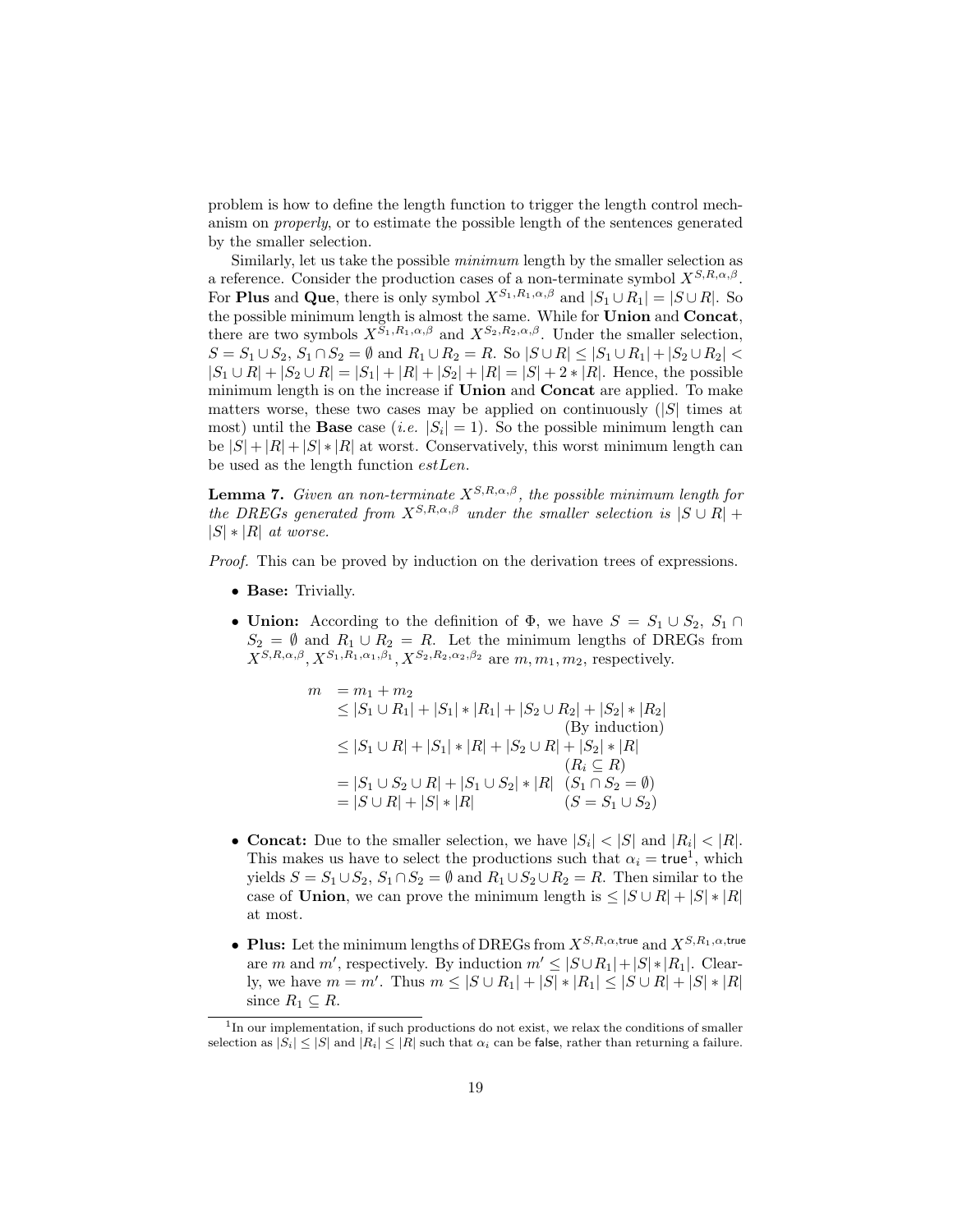problem is how to define the length function to trigger the length control mechanism on *properly*, or to estimate the possible length of the sentences generated by the smaller selection.

Similarly, let us take the possible *minimum* length by the smaller selection as a reference. Consider the production cases of a non-terminate symbol $X^{S,R,\alpha,\beta}$. For **Plus** and **Que**, there is only symbol $X^{S_1,R_1,\alpha,\beta}$ and $|S_1 \cup R_1| = |S \cup R|$. So the possible minimum length is almost the same. While for **Union** and **Concat**, there are two symbols $X^{S_1,R_1,\alpha,\beta}$ and $X^{S_2,R_2,\alpha,\beta}$. Under the smaller selection, $S = S_1 \cup S_2$, $S_1 \cap S_2 = \emptyset$ and $R_1 \cup R_2 = R$. So $|S \cup R| \leq |S_1 \cup R_1| + |S_2 \cup R_2| < |S_1 \cup R| + |S_2 \cup R| = |S_1| + |R| + |S_2| + |R| = |S| + 2 * |R|$. Hence, the possible minimum length is on the increase if **Union** and **Concat** are applied. To make matters worse, these two cases may be applied on continuously ($|S|$ times at most) until the **Base** case (*i.e.* $|S_i| = 1$). So the possible minimum length can be $|S| + |R| + |S| * |R|$ at worst. Conservatively, this worst minimum length can be used as the length function *estLen*.

**Lemma 7.** *Given an non-terminate $X^{S,R,\alpha,\beta}$, the possible minimum length for the DREGs generated from $X^{S,R,\alpha,\beta}$ under the smaller selection is $|S \cup R| + |S| * |R|$ at worse.*

*Proof.* This can be proved by induction on the derivation trees of expressions.

- **Base:** Trivially.
- **Union:** According to the definition of $\Phi$, we have $S = S_1 \cup S_2$, $S_1 \cap S_2 = \emptyset$ and $R_1 \cup R_2 = R$. Let the minimum lengths of DREGs from $X^{S,R,\alpha,\beta}, X^{S_1,R_1,\alpha_1,\beta_1}, X^{S_2,R_2,\alpha_2,\beta_2}$ are $m, m_1, m_2$, respectively.

$$
\begin{aligned}
m &= m_1 + m_2 \\
&\leq |S_1 \cup R_1| + |S_1| * |R_1| + |S_2 \cup R_2| + |S_2| * |R_2| \\
&\qquad\qquad\qquad\qquad\qquad\qquad\qquad\qquad \text{(By induction)} \\
&\leq |S_1 \cup R| + |S_1| * |R| + |S_2 \cup R| + |S_2| * |R| \\
&\qquad\qquad\qquad\qquad\qquad\qquad\qquad\qquad (R_i \subseteq R) \\
&= |S_1 \cup S_2 \cup R| + |S_1 \cup S_2| * |R| \quad (S_1 \cap S_2 = \emptyset) \\
&= |S \cup R| + |S| * |R| \qquad\qquad\quad (S = S_1 \cup S_2)
\end{aligned}
$$

- **Concat:** Due to the smaller selection, we have $|S_i| < |S|$ and $|R_i| < |R|$. This makes us have to select the productions such that $\alpha_i = \mathsf{true}$[1], which yields $S = S_1 \cup S_2$, $S_1 \cap S_2 = \emptyset$ and $R_1 \cup S_2 \cup R_2 = R$. Then similar to the case of **Union**, we can prove the minimum length is $\leq |S \cup R| + |S| * |R|$ at most.
- **Plus:** Let the minimum lengths of DREGs from $X^{S,R,\alpha,\mathsf{true}}$ and $X^{S,R_1,\alpha,\mathsf{true}}$ are $m$ and $m'$, respectively. By induction $m' \leq |S \cup R_1| + |S| * |R_1|$. Clearly, we have $m = m'$. Thus $m \leq |S \cup R_1| + |S| * |R_1| \leq |S \cup R| + |S| * |R|$ since $R_1 \subseteq R$.

[1] In our implementation, if such productions do not exist, we relax the conditions of smaller selection as $|S_i| \leq |S|$ and $|R_i| \leq |R|$ such that $\alpha_i$ can be $\mathsf{false}$, rather than returning a failure.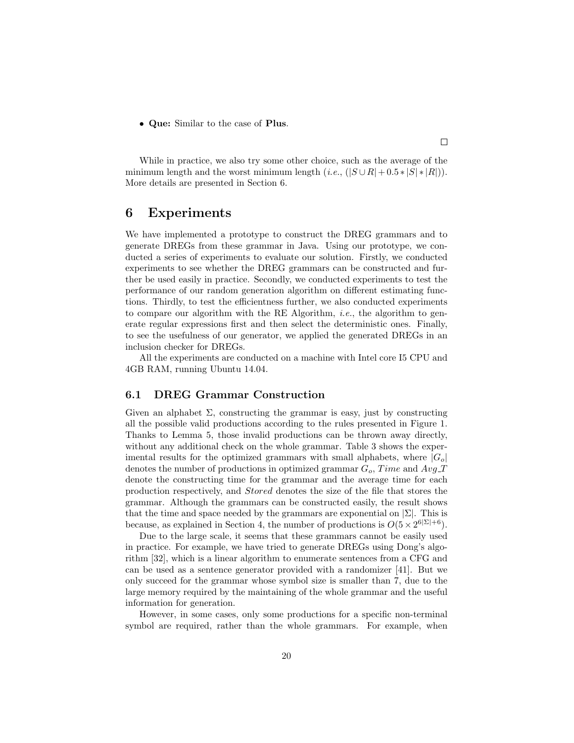- **Que:** Similar to the case of **Plus**.

□

While in practice, we also try some other choice, such as the average of the minimum length and the worst minimum length (*i.e.*, $(|S \cup R| + 0.5 * |S| * |R|)$). More details are presented in Section 6.

# 6 Experiments

We have implemented a prototype to construct the DREG grammars and to generate DREGs from these grammar in Java. Using our prototype, we conducted a series of experiments to evaluate our solution. Firstly, we conducted experiments to see whether the DREG grammars can be constructed and further be used easily in practice. Secondly, we conducted experiments to test the performance of our random generation algorithm on different estimating functions. Thirdly, to test the efficientness further, we also conducted experiments to compare our algorithm with the RE Algorithm, *i.e.*, the algorithm to generate regular expressions first and then select the deterministic ones. Finally, to see the usefulness of our generator, we applied the generated DREGs in an inclusion checker for DREGs.

All the experiments are conducted on a machine with Intel core I5 CPU and 4GB RAM, running Ubuntu 14.04.

## 6.1 DREG Grammar Construction

Given an alphabet $\Sigma$, constructing the grammar is easy, just by constructing all the possible valid productions according to the rules presented in Figure 1. Thanks to Lemma 5, those invalid productions can be thrown away directly, without any additional check on the whole grammar. Table 3 shows the experimental results for the optimized grammars with small alphabets, where $|G_o|$ denotes the number of productions in optimized grammar $G_o$, $Time$ and $Avg\_T$ denote the constructing time for the grammar and the average time for each production respectively, and *Stored* denotes the size of the file that stores the grammar. Although the grammars can be constructed easily, the result shows that the time and space needed by the grammars are exponential on $|\Sigma|$. This is because, as explained in Section 4, the number of productions is $O(5 \times 2^{6|\Sigma|+6})$.

Due to the large scale, it seems that these grammars cannot be easily used in practice. For example, we have tried to generate DREGs using Dong's algorithm [32], which is a linear algorithm to enumerate sentences from a CFG and can be used as a sentence generator provided with a randomizer [41]. But we only succeed for the grammar whose symbol size is smaller than 7, due to the large memory required by the maintaining of the whole grammar and the useful information for generation.

However, in some cases, only some productions for a specific non-terminal symbol are required, rather than the whole grammars. For example, when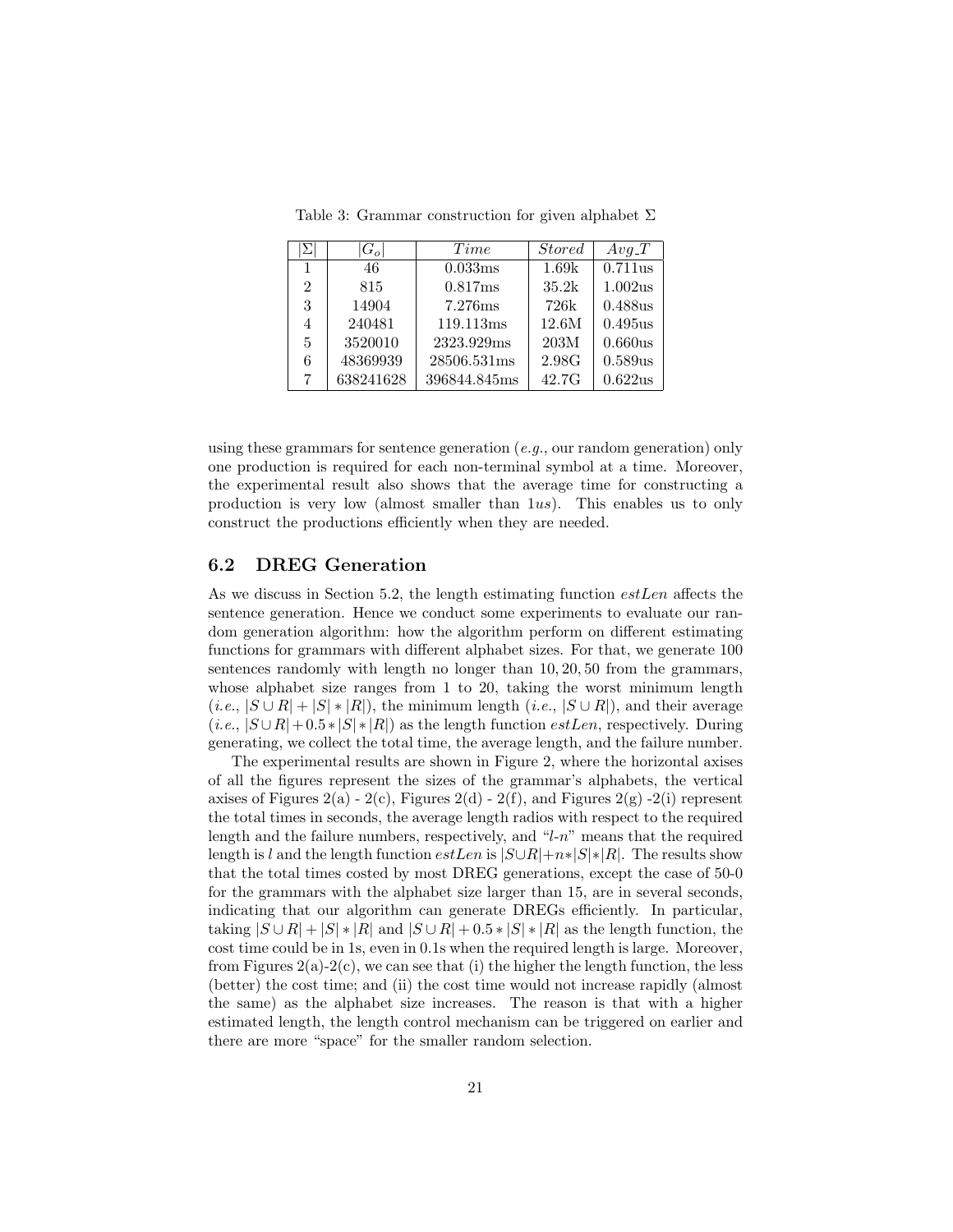Table 3: Grammar construction for given alphabet $\Sigma$

| $\vert\Sigma\vert$ | $\vert G_o\vert$ | *Time* | *Stored* | *Avg_T* |
|---|---|---|---|---|
| 1 | 46 | 0.033ms | 1.69k | 0.711us |
| 2 | 815 | 0.817ms | 35.2k | 1.002us |
| 3 | 14904 | 7.276ms | 726k | 0.488us |
| 4 | 240481 | 119.113ms | 12.6M | 0.495us |
| 5 | 3520010 | 2323.929ms | 203M | 0.660us |
| 6 | 48369939 | 28506.531ms | 2.98G | 0.589us |
| 7 | 638241628 | 396844.845ms | 42.7G | 0.622us |

using these grammars for sentence generation (*e.g.*, our random generation) only one production is required for each non-terminal symbol at a time. Moreover, the experimental result also shows that the average time for constructing a production is very low (almost smaller than $1us$). This enables us to only construct the productions efficiently when they are needed.

### 6.2 DREG Generation

As we discuss in Section 5.2, the length estimating function *estLen* affects the sentence generation. Hence we conduct some experiments to evaluate our random generation algorithm: how the algorithm perform on different estimating functions for grammars with different alphabet sizes. For that, we generate 100 sentences randomly with length no longer than $10, 20, 50$ from the grammars, whose alphabet size ranges from 1 to 20, taking the worst minimum length (*i.e.*, $|S \cup R| + |S| * |R|$), the minimum length (*i.e.*, $|S \cup R|$), and their average (*i.e.*, $|S \cup R| + 0.5 * |S| * |R|$) as the length function *estLen*, respectively. During generating, we collect the total time, the average length, and the failure number.

The experimental results are shown in Figure 2, where the horizontal axises of all the figures represent the sizes of the grammar's alphabets, the vertical axises of Figures 2(a) - 2(c), Figures 2(d) - 2(f), and Figures 2(g) -2(i) represent the total times in seconds, the average length radios with respect to the required length and the failure numbers, respectively, and "*l-n*" means that the required length is $l$ and the length function *estLen* is $|S \cup R| + n * |S| * |R|$. The results show that the total times costed by most DREG generations, except the case of 50-0 for the grammars with the alphabet size larger than 15, are in several seconds, indicating that our algorithm can generate DREGs efficiently. In particular, taking $|S \cup R| + |S| * |R|$ and $|S \cup R| + 0.5 * |S| * |R|$ as the length function, the cost time could be in 1s, even in 0.1s when the required length is large. Moreover, from Figures 2(a)-2(c), we can see that (i) the higher the length function, the less (better) the cost time; and (ii) the cost time would not increase rapidly (almost the same) as the alphabet size increases. The reason is that with a higher estimated length, the length control mechanism can be triggered on earlier and there are more "space" for the smaller random selection.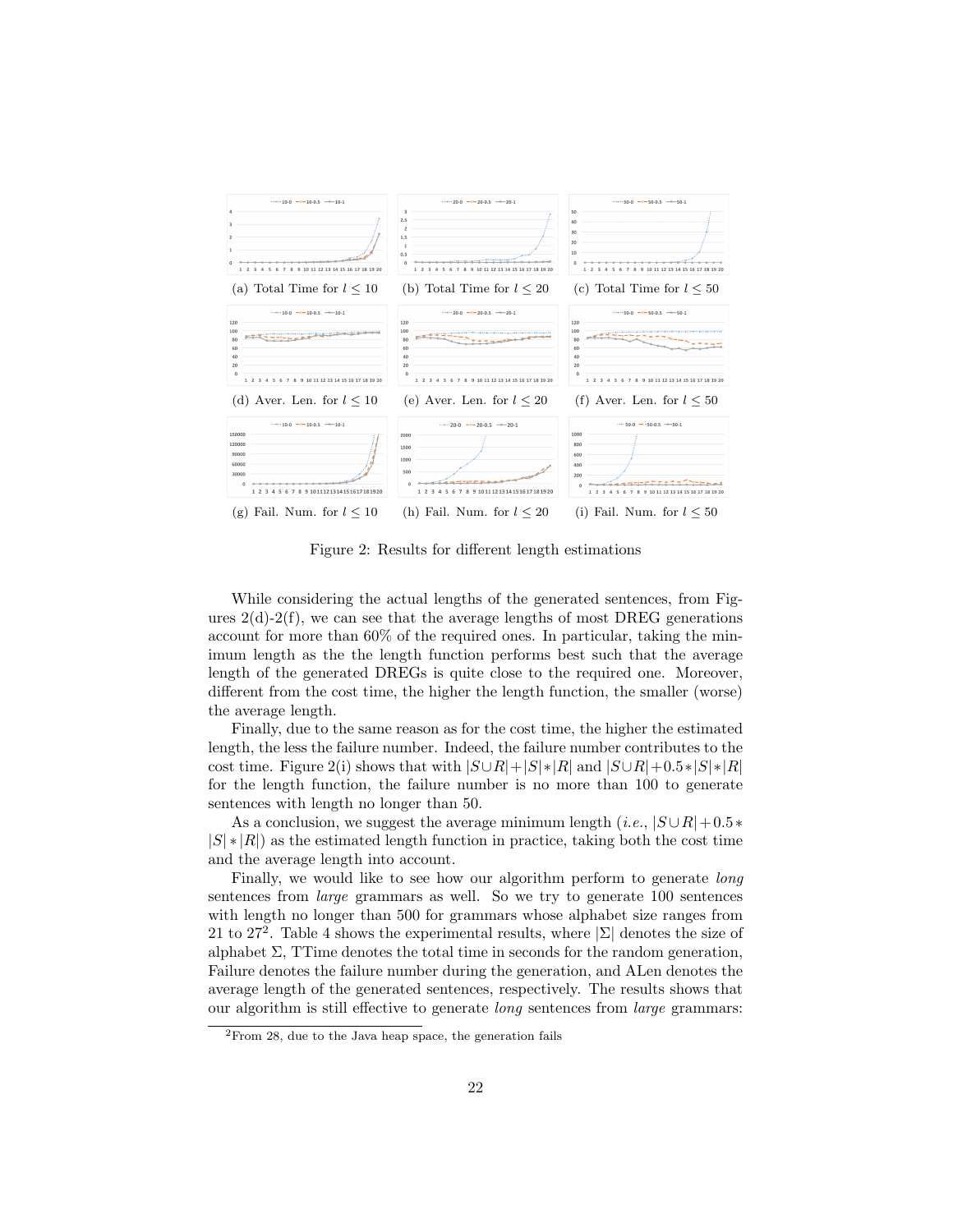(a) Total Time for $l \leq 10$ (b) Total Time for $l \leq 20$ (c) Total Time for $l \leq 50$

(d) Aver. Len. for $l \leq 10$ (e) Aver. Len. for $l \leq 20$ (f) Aver. Len. for $l \leq 50$

(g) Fail. Num. for $l \leq 10$ (h) Fail. Num. for $l \leq 20$ (i) Fail. Num. for $l \leq 50$

Figure 2: Results for different length estimations

While considering the actual lengths of the generated sentences, from Figures 2(d)-2(f), we can see that the average lengths of most DREG generations account for more than 60% of the required ones. In particular, taking the minimum length as the the length function performs best such that the average length of the generated DREGs is quite close to the required one. Moreover, different from the cost time, the higher the length function, the smaller (worse) the average length.

Finally, due to the same reason as for the cost time, the higher the estimated length, the less the failure number. Indeed, the failure number contributes to the cost time. Figure 2(i) shows that with $|S \cup R| + |S| * |R|$ and $|S \cup R| + 0.5 * |S| * |R|$ for the length function, the failure number is no more than 100 to generate sentences with length no longer than 50.

As a conclusion, we suggest the average minimum length (*i.e.*, $|S \cup R| + 0.5 * |S| * |R|$) as the estimated length function in practice, taking both the cost time and the average length into account.

Finally, we would like to see how our algorithm perform to generate *long* sentences from *large* grammars as well. So we try to generate 100 sentences with length no longer than 500 for grammars whose alphabet size ranges from 21 to 27[2]. Table 4 shows the experimental results, where $|\Sigma|$ denotes the size of alphabet $\Sigma$, TTime denotes the total time in seconds for the random generation, Failure denotes the failure number during the generation, and ALen denotes the average length of the generated sentences, respectively. The results shows that our algorithm is still effective to generate *long* sentences from *large* grammars:

[2]From 28, due to the Java heap space, the generation fails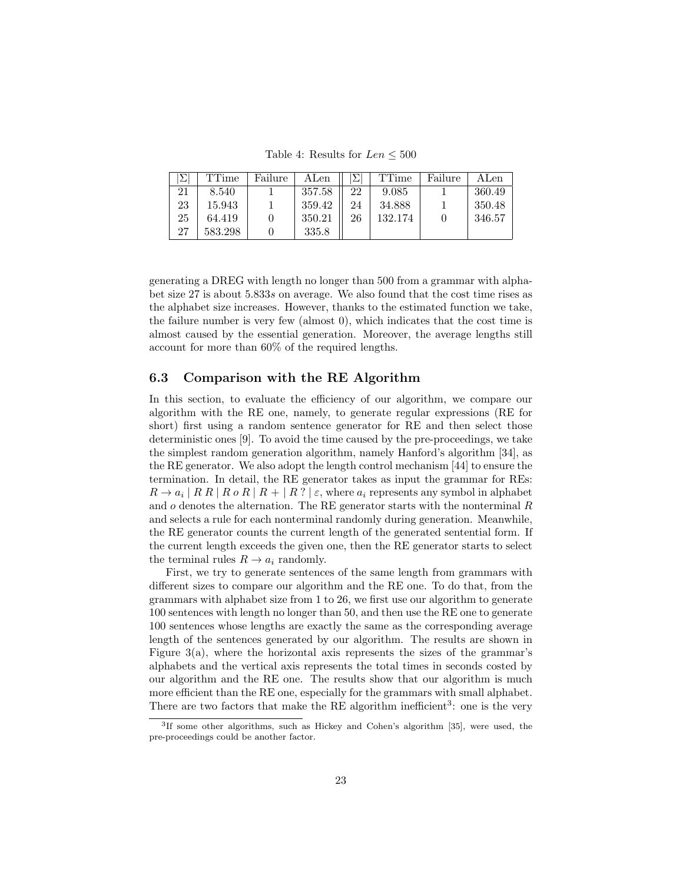Table 4: Results for $Len \leq 500$

| $\lvert\Sigma\rvert$ | TTime | Failure | ALen | $\lvert\Sigma\rvert$ | TTime | Failure | ALen |
|---|---|---|---|---|---|---|---|
| 21 | 8.540 | 1 | 357.58 | 22 | 9.085 | 1 | 360.49 |
| 23 | 15.943 | 1 | 359.42 | 24 | 34.888 | 1 | 350.48 |
| 25 | 64.419 | 0 | 350.21 | 26 | 132.174 | 0 | 346.57 |
| 27 | 583.298 | 0 | 335.8 | | | | |

generating a DREG with length no longer than 500 from a grammar with alphabet size 27 is about $5.833s$ on average. We also found that the cost time rises as the alphabet size increases. However, thanks to the estimated function we take, the failure number is very few (almost 0), which indicates that the cost time is almost caused by the essential generation. Moreover, the average lengths still account for more than 60% of the required lengths.

### 6.3 Comparison with the RE Algorithm

In this section, to evaluate the efficiency of our algorithm, we compare our algorithm with the RE one, namely, to generate regular expressions (RE for short) first using a random sentence generator for RE and then select those deterministic ones [9]. To avoid the time caused by the pre-proceedings, we take the simplest random generation algorithm, namely Hanford's algorithm [34], as the RE generator. We also adopt the length control mechanism [44] to ensure the termination. In detail, the RE generator takes as input the grammar for REs: $R \to a_i \mid R\ R \mid R\ o\ R \mid R\ + \mid R\ ? \mid \varepsilon$, where $a_i$ represents any symbol in alphabet and $o$ denotes the alternation. The RE generator starts with the nonterminal $R$ and selects a rule for each nonterminal randomly during generation. Meanwhile, the RE generator counts the current length of the generated sentential form. If the current length exceeds the given one, then the RE generator starts to select the terminal rules $R \to a_i$ randomly.

First, we try to generate sentences of the same length from grammars with different sizes to compare our algorithm and the RE one. To do that, from the grammars with alphabet size from 1 to 26, we first use our algorithm to generate 100 sentences with length no longer than 50, and then use the RE one to generate 100 sentences whose lengths are exactly the same as the corresponding average length of the sentences generated by our algorithm. The results are shown in Figure 3(a), where the horizontal axis represents the sizes of the grammar's alphabets and the vertical axis represents the total times in seconds costed by our algorithm and the RE one. The results show that our algorithm is much more efficient than the RE one, especially for the grammars with small alphabet. There are two factors that make the RE algorithm inefficient[3]: one is the very

[3] If some other algorithms, such as Hickey and Cohen's algorithm [35], were used, the pre-proceedings could be another factor.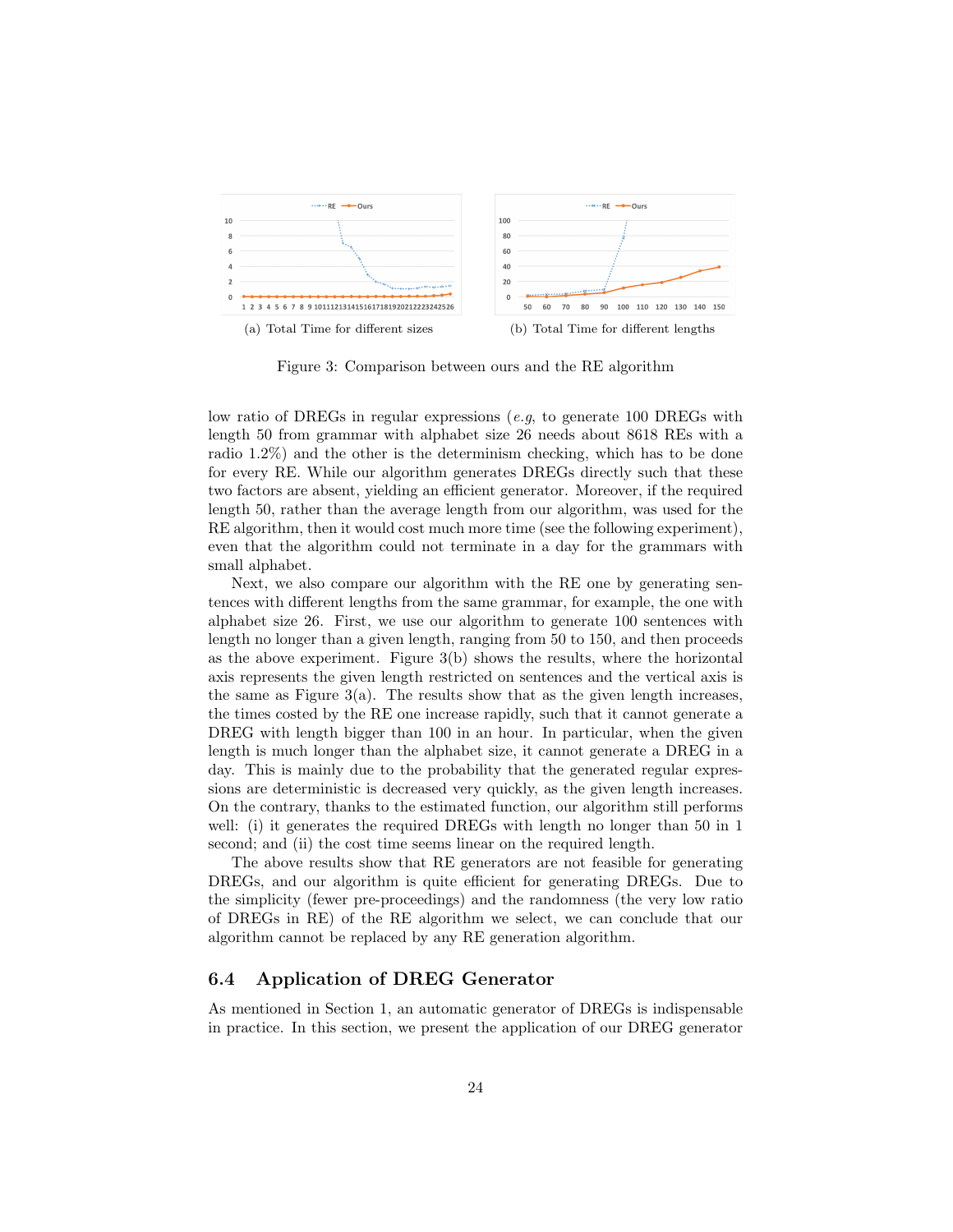(a) Total Time for different sizes

(b) Total Time for different lengths

Figure 3: Comparison between ours and the RE algorithm

low ratio of DREGs in regular expressions (*e.g*, to generate 100 DREGs with length 50 from grammar with alphabet size 26 needs about 8618 REs with a radio 1.2%) and the other is the determinism checking, which has to be done for every RE. While our algorithm generates DREGs directly such that these two factors are absent, yielding an efficient generator. Moreover, if the required length 50, rather than the average length from our algorithm, was used for the RE algorithm, then it would cost much more time (see the following experiment), even that the algorithm could not terminate in a day for the grammars with small alphabet.

Next, we also compare our algorithm with the RE one by generating sentences with different lengths from the same grammar, for example, the one with alphabet size 26. First, we use our algorithm to generate 100 sentences with length no longer than a given length, ranging from 50 to 150, and then proceeds as the above experiment. Figure 3(b) shows the results, where the horizontal axis represents the given length restricted on sentences and the vertical axis is the same as Figure 3(a). The results show that as the given length increases, the times costed by the RE one increase rapidly, such that it cannot generate a DREG with length bigger than 100 in an hour. In particular, when the given length is much longer than the alphabet size, it cannot generate a DREG in a day. This is mainly due to the probability that the generated regular expressions are deterministic is decreased very quickly, as the given length increases. On the contrary, thanks to the estimated function, our algorithm still performs well: (i) it generates the required DREGs with length no longer than 50 in 1 second; and (ii) the cost time seems linear on the required length.

The above results show that RE generators are not feasible for generating DREGs, and our algorithm is quite efficient for generating DREGs. Due to the simplicity (fewer pre-proceedings) and the randomness (the very low ratio of DREGs in RE) of the RE algorithm we select, we can conclude that our algorithm cannot be replaced by any RE generation algorithm.

### 6.4 Application of DREG Generator

As mentioned in Section 1, an automatic generator of DREGs is indispensable in practice. In this section, we present the application of our DREG generator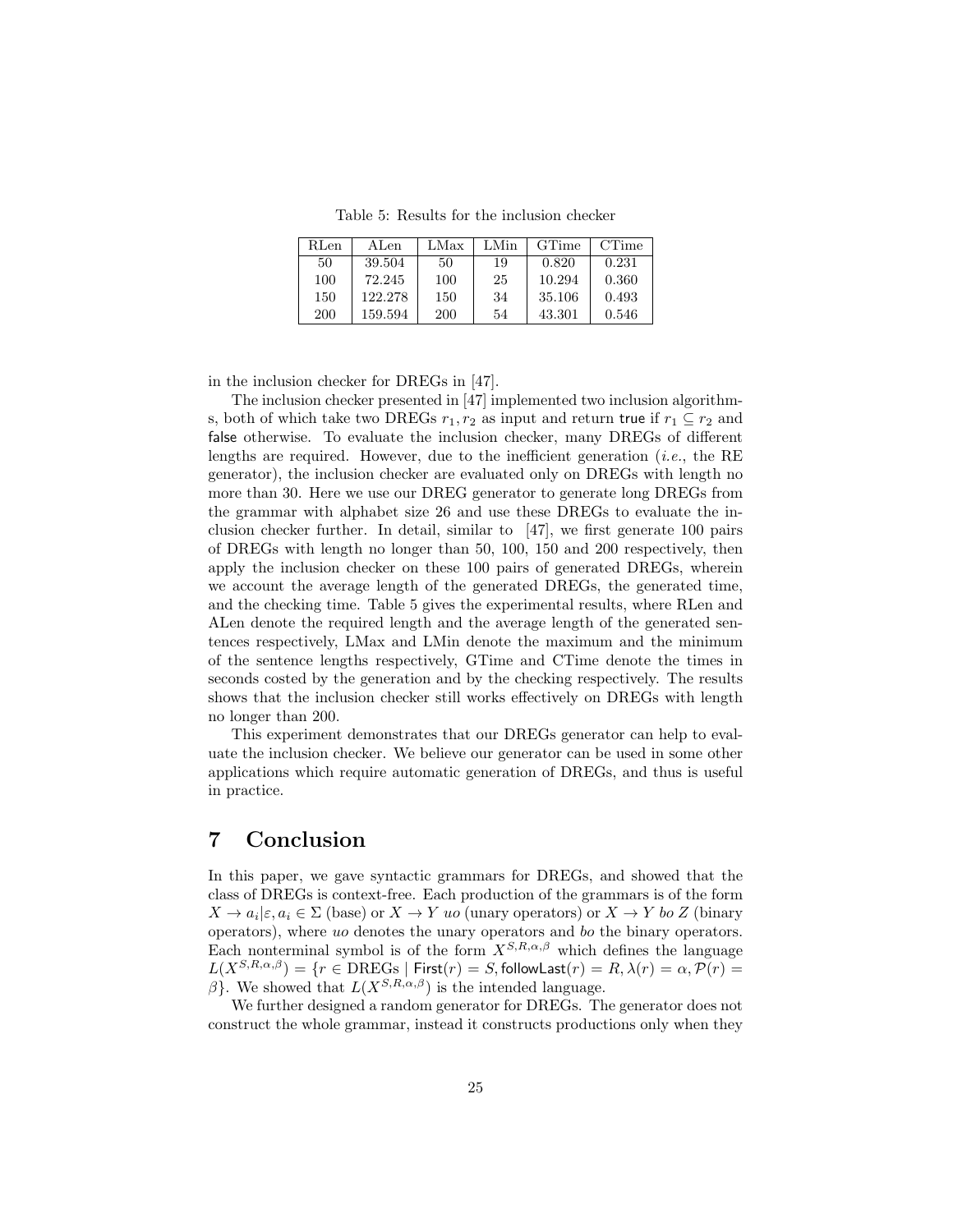Table 5: Results for the inclusion checker

| RLen | ALen | LMax | LMin | GTime | CTime |
|---|---|---|---|---|---|
| 50 | 39.504 | 50 | 19 | 0.820 | 0.231 |
| 100 | 72.245 | 100 | 25 | 10.294 | 0.360 |
| 150 | 122.278 | 150 | 34 | 35.106 | 0.493 |
| 200 | 159.594 | 200 | 54 | 43.301 | 0.546 |

in the inclusion checker for DREGs in [47].

The inclusion checker presented in [47] implemented two inclusion algorithms, both of which take two DREGs $r_1, r_2$ as input and return true if $r_1 \subseteq r_2$ and false otherwise. To evaluate the inclusion checker, many DREGs of different lengths are required. However, due to the inefficient generation (*i.e.*, the RE generator), the inclusion checker are evaluated only on DREGs with length no more than 30. Here we use our DREG generator to generate long DREGs from the grammar with alphabet size 26 and use these DREGs to evaluate the inclusion checker further. In detail, similar to [47], we first generate 100 pairs of DREGs with length no longer than 50, 100, 150 and 200 respectively, then apply the inclusion checker on these 100 pairs of generated DREGs, wherein we account the average length of the generated DREGs, the generated time, and the checking time. Table 5 gives the experimental results, where RLen and ALen denote the required length and the average length of the generated sentences respectively, LMax and LMin denote the maximum and the minimum of the sentence lengths respectively, GTime and CTime denote the times in seconds costed by the generation and by the checking respectively. The results shows that the inclusion checker still works effectively on DREGs with length no longer than 200.

This experiment demonstrates that our DREGs generator can help to evaluate the inclusion checker. We believe our generator can be used in some other applications which require automatic generation of DREGs, and thus is useful in practice.

# 7 Conclusion

In this paper, we gave syntactic grammars for DREGs, and showed that the class of DREGs is context-free. Each production of the grammars is of the form $X \to a_i|\varepsilon, a_i \in \Sigma$ (base) or $X \to Y\ uo$ (unary operators) or $X \to Y\ bo\ Z$ (binary operators), where *uo* denotes the unary operators and *bo* the binary operators. Each nonterminal symbol is of the form $X^{S,R,\alpha,\beta}$ which defines the language $L(X^{S,R,\alpha,\beta}) = \{r \in \text{DREGs} \mid \mathsf{First}(r) = S, \mathsf{followLast}(r) = R, \lambda(r) = \alpha, \mathcal{P}(r) = \beta\}$. We showed that $L(X^{S,R,\alpha,\beta})$ is the intended language.

We further designed a random generator for DREGs. The generator does not construct the whole grammar, instead it constructs productions only when they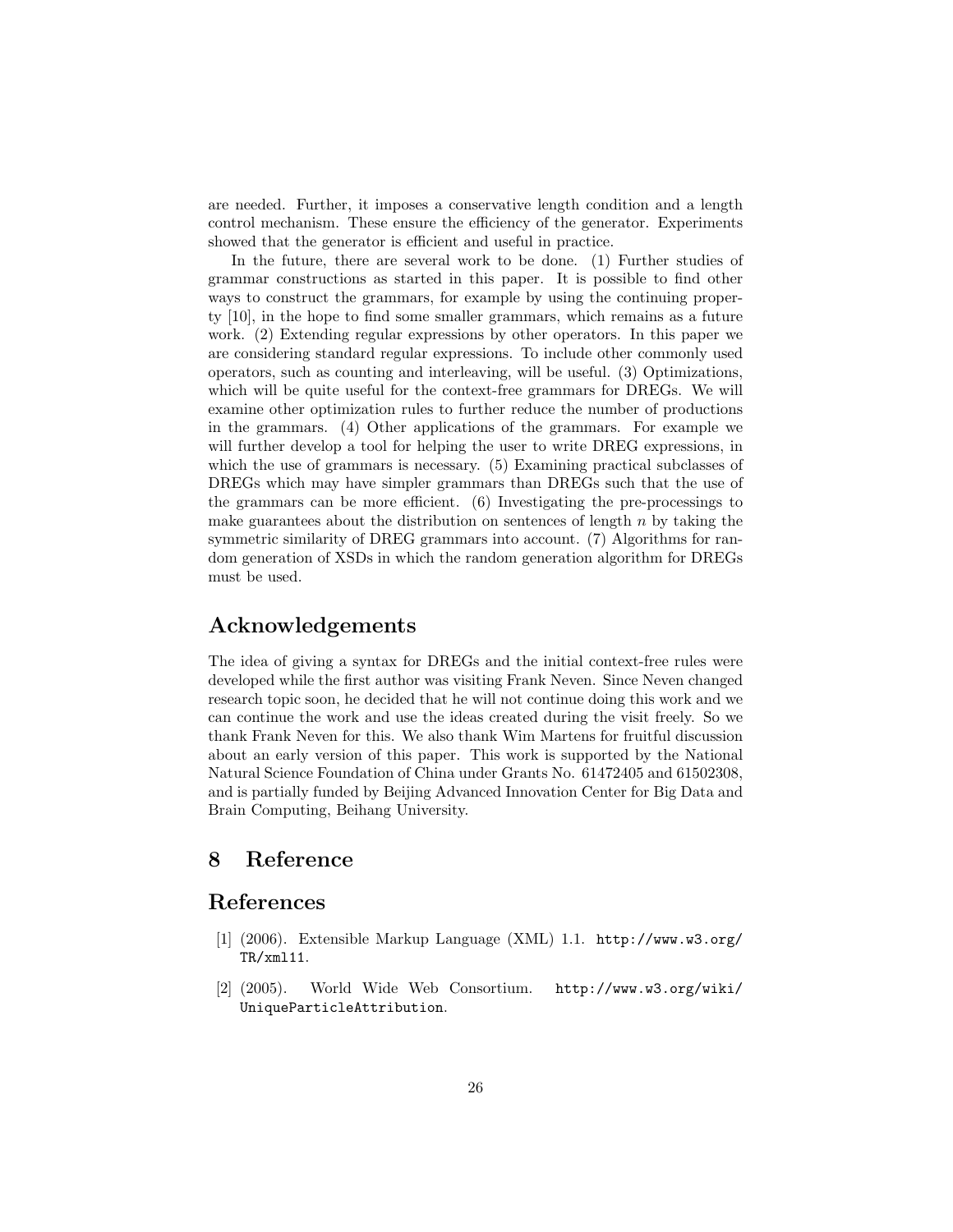are needed. Further, it imposes a conservative length condition and a length control mechanism. These ensure the efficiency of the generator. Experiments showed that the generator is efficient and useful in practice.

In the future, there are several work to be done. (1) Further studies of grammar constructions as started in this paper. It is possible to find other ways to construct the grammars, for example by using the continuing property [10], in the hope to find some smaller grammars, which remains as a future work. (2) Extending regular expressions by other operators. In this paper we are considering standard regular expressions. To include other commonly used operators, such as counting and interleaving, will be useful. (3) Optimizations, which will be quite useful for the context-free grammars for DREGs. We will examine other optimization rules to further reduce the number of productions in the grammars. (4) Other applications of the grammars. For example we will further develop a tool for helping the user to write DREG expressions, in which the use of grammars is necessary. (5) Examining practical subclasses of DREGs which may have simpler grammars than DREGs such that the use of the grammars can be more efficient. (6) Investigating the pre-processings to make guarantees about the distribution on sentences of length $n$ by taking the symmetric similarity of DREG grammars into account. (7) Algorithms for random generation of XSDs in which the random generation algorithm for DREGs must be used.

## Acknowledgements

The idea of giving a syntax for DREGs and the initial context-free rules were developed while the first author was visiting Frank Neven. Since Neven changed research topic soon, he decided that he will not continue doing this work and we can continue the work and use the ideas created during the visit freely. So we thank Frank Neven for this. We also thank Wim Martens for fruitful discussion about an early version of this paper. This work is supported by the National Natural Science Foundation of China under Grants No. 61472405 and 61502308, and is partially funded by Beijing Advanced Innovation Center for Big Data and Brain Computing, Beihang University.

## 8 Reference

## References

[1] (2006). Extensible Markup Language (XML) 1.1. http://www.w3.org/TR/xml11.

[2] (2005). World Wide Web Consortium. http://www.w3.org/wiki/UniqueParticleAttribution.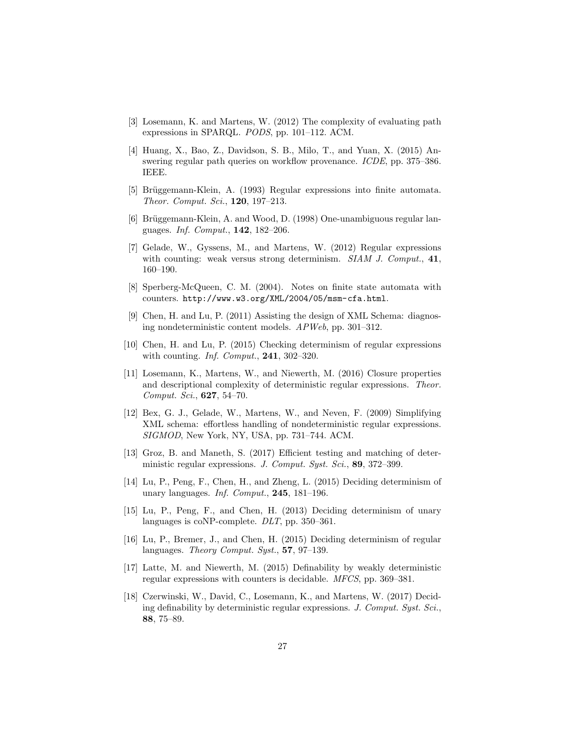[3] Losemann, K. and Martens, W. (2012) The complexity of evaluating path expressions in SPARQL. *PODS*, pp. 101–112. ACM.

[4] Huang, X., Bao, Z., Davidson, S. B., Milo, T., and Yuan, X. (2015) Answering regular path queries on workflow provenance. *ICDE*, pp. 375–386. IEEE.

[5] Brüggemann-Klein, A. (1993) Regular expressions into finite automata. *Theor. Comput. Sci.*, **120**, 197–213.

[6] Brüggemann-Klein, A. and Wood, D. (1998) One-unambiguous regular languages. *Inf. Comput.*, **142**, 182–206.

[7] Gelade, W., Gyssens, M., and Martens, W. (2012) Regular expressions with counting: weak versus strong determinism. *SIAM J. Comput.*, **41**, 160–190.

[8] Sperberg-McQueen, C. M. (2004). Notes on finite state automata with counters. `http://www.w3.org/XML/2004/05/msm-cfa.html`.

[9] Chen, H. and Lu, P. (2011) Assisting the design of XML Schema: diagnosing nondeterministic content models. *APWeb*, pp. 301–312.

[10] Chen, H. and Lu, P. (2015) Checking determinism of regular expressions with counting. *Inf. Comput.*, **241**, 302–320.

[11] Losemann, K., Martens, W., and Niewerth, M. (2016) Closure properties and descriptional complexity of deterministic regular expressions. *Theor. Comput. Sci.*, **627**, 54–70.

[12] Bex, G. J., Gelade, W., Martens, W., and Neven, F. (2009) Simplifying XML schema: effortless handling of nondeterministic regular expressions. *SIGMOD*, New York, NY, USA, pp. 731–744. ACM.

[13] Groz, B. and Maneth, S. (2017) Efficient testing and matching of deterministic regular expressions. *J. Comput. Syst. Sci.*, **89**, 372–399.

[14] Lu, P., Peng, F., Chen, H., and Zheng, L. (2015) Deciding determinism of unary languages. *Inf. Comput.*, **245**, 181–196.

[15] Lu, P., Peng, F., and Chen, H. (2013) Deciding determinism of unary languages is coNP-complete. *DLT*, pp. 350–361.

[16] Lu, P., Bremer, J., and Chen, H. (2015) Deciding determinism of regular languages. *Theory Comput. Syst.*, **57**, 97–139.

[17] Latte, M. and Niewerth, M. (2015) Definability by weakly deterministic regular expressions with counters is decidable. *MFCS*, pp. 369–381.

[18] Czerwinski, W., David, C., Losemann, K., and Martens, W. (2017) Deciding definability by deterministic regular expressions. *J. Comput. Syst. Sci.*, **88**, 75–89.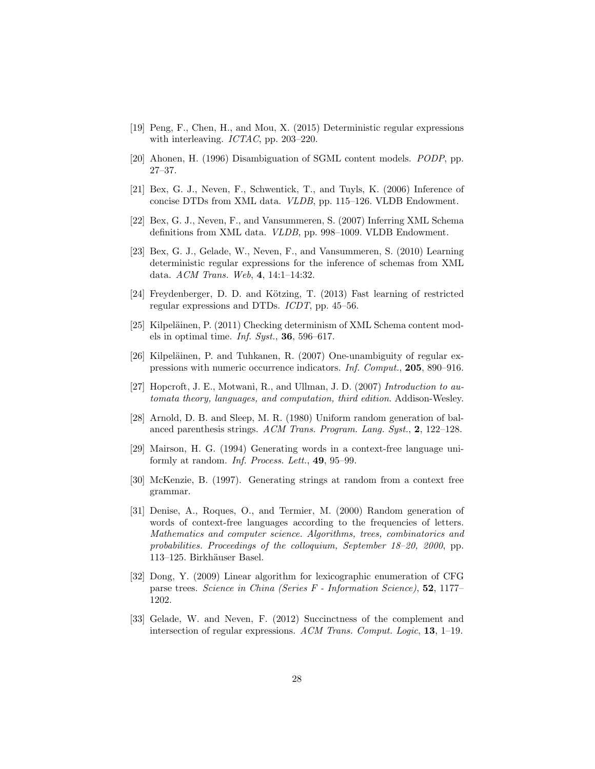[19] Peng, F., Chen, H., and Mou, X. (2015) Deterministic regular expressions with interleaving. *ICTAC*, pp. 203–220.

[20] Ahonen, H. (1996) Disambiguation of SGML content models. *PODP*, pp. 27–37.

[21] Bex, G. J., Neven, F., Schwentick, T., and Tuyls, K. (2006) Inference of concise DTDs from XML data. *VLDB*, pp. 115–126. VLDB Endowment.

[22] Bex, G. J., Neven, F., and Vansummeren, S. (2007) Inferring XML Schema definitions from XML data. *VLDB*, pp. 998–1009. VLDB Endowment.

[23] Bex, G. J., Gelade, W., Neven, F., and Vansummeren, S. (2010) Learning deterministic regular expressions for the inference of schemas from XML data. *ACM Trans. Web*, **4**, 14:1–14:32.

[24] Freydenberger, D. D. and Kötzing, T. (2013) Fast learning of restricted regular expressions and DTDs. *ICDT*, pp. 45–56.

[25] Kilpeläinen, P. (2011) Checking determinism of XML Schema content models in optimal time. *Inf. Syst.*, **36**, 596–617.

[26] Kilpeläinen, P. and Tuhkanen, R. (2007) One-unambiguity of regular expressions with numeric occurrence indicators. *Inf. Comput.*, **205**, 890–916.

[27] Hopcroft, J. E., Motwani, R., and Ullman, J. D. (2007) *Introduction to automata theory, languages, and computation, third edition*. Addison-Wesley.

[28] Arnold, D. B. and Sleep, M. R. (1980) Uniform random generation of balanced parenthesis strings. *ACM Trans. Program. Lang. Syst.*, **2**, 122–128.

[29] Mairson, H. G. (1994) Generating words in a context-free language uniformly at random. *Inf. Process. Lett.*, **49**, 95–99.

[30] McKenzie, B. (1997). Generating strings at random from a context free grammar.

[31] Denise, A., Roques, O., and Termier, M. (2000) Random generation of words of context-free languages according to the frequencies of letters. *Mathematics and computer science. Algorithms, trees, combinatorics and probabilities. Proceedings of the colloquium, September 18–20, 2000*, pp. 113–125. Birkhäuser Basel.

[32] Dong, Y. (2009) Linear algorithm for lexicographic enumeration of CFG parse trees. *Science in China (Series F - Information Science)*, **52**, 1177–1202.

[33] Gelade, W. and Neven, F. (2012) Succinctness of the complement and intersection of regular expressions. *ACM Trans. Comput. Logic*, **13**, 1–19.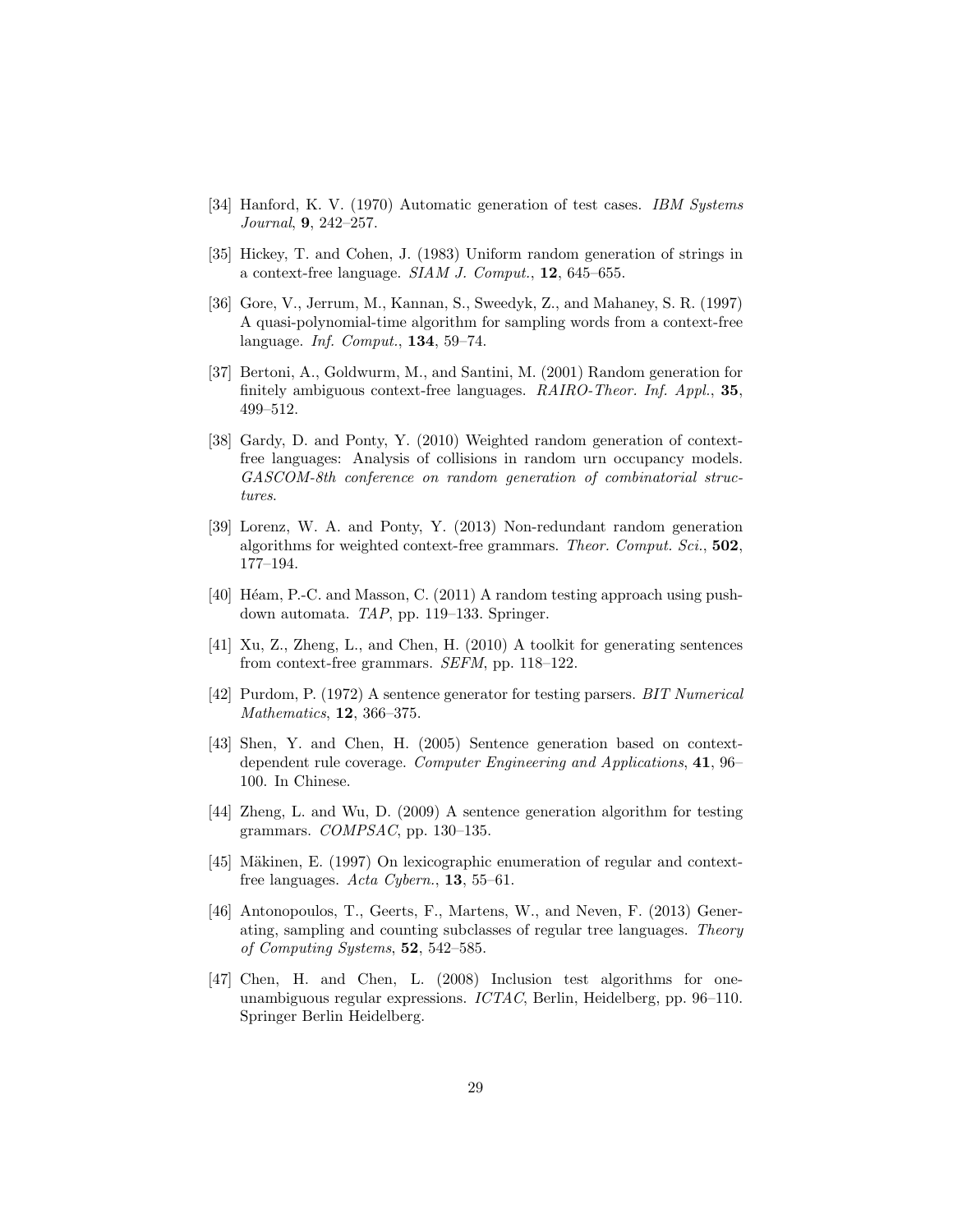[34] Hanford, K. V. (1970) Automatic generation of test cases. *IBM Systems Journal*, **9**, 242–257.

[35] Hickey, T. and Cohen, J. (1983) Uniform random generation of strings in a context-free language. *SIAM J. Comput.*, **12**, 645–655.

[36] Gore, V., Jerrum, M., Kannan, S., Sweedyk, Z., and Mahaney, S. R. (1997) A quasi-polynomial-time algorithm for sampling words from a context-free language. *Inf. Comput.*, **134**, 59–74.

[37] Bertoni, A., Goldwurm, M., and Santini, M. (2001) Random generation for finitely ambiguous context-free languages. *RAIRO-Theor. Inf. Appl.*, **35**, 499–512.

[38] Gardy, D. and Ponty, Y. (2010) Weighted random generation of context-free languages: Analysis of collisions in random urn occupancy models. *GASCOM-8th conference on random generation of combinatorial structures*.

[39] Lorenz, W. A. and Ponty, Y. (2013) Non-redundant random generation algorithms for weighted context-free grammars. *Theor. Comput. Sci.*, **502**, 177–194.

[40] Héam, P.-C. and Masson, C. (2011) A random testing approach using pushdown automata. *TAP*, pp. 119–133. Springer.

[41] Xu, Z., Zheng, L., and Chen, H. (2010) A toolkit for generating sentences from context-free grammars. *SEFM*, pp. 118–122.

[42] Purdom, P. (1972) A sentence generator for testing parsers. *BIT Numerical Mathematics*, **12**, 366–375.

[43] Shen, Y. and Chen, H. (2005) Sentence generation based on context-dependent rule coverage. *Computer Engineering and Applications*, **41**, 96–100. In Chinese.

[44] Zheng, L. and Wu, D. (2009) A sentence generation algorithm for testing grammars. *COMPSAC*, pp. 130–135.

[45] Mäkinen, E. (1997) On lexicographic enumeration of regular and context-free languages. *Acta Cybern.*, **13**, 55–61.

[46] Antonopoulos, T., Geerts, F., Martens, W., and Neven, F. (2013) Generating, sampling and counting subclasses of regular tree languages. *Theory of Computing Systems*, **52**, 542–585.

[47] Chen, H. and Chen, L. (2008) Inclusion test algorithms for one-unambiguous regular expressions. *ICTAC*, Berlin, Heidelberg, pp. 96–110. Springer Berlin Heidelberg.